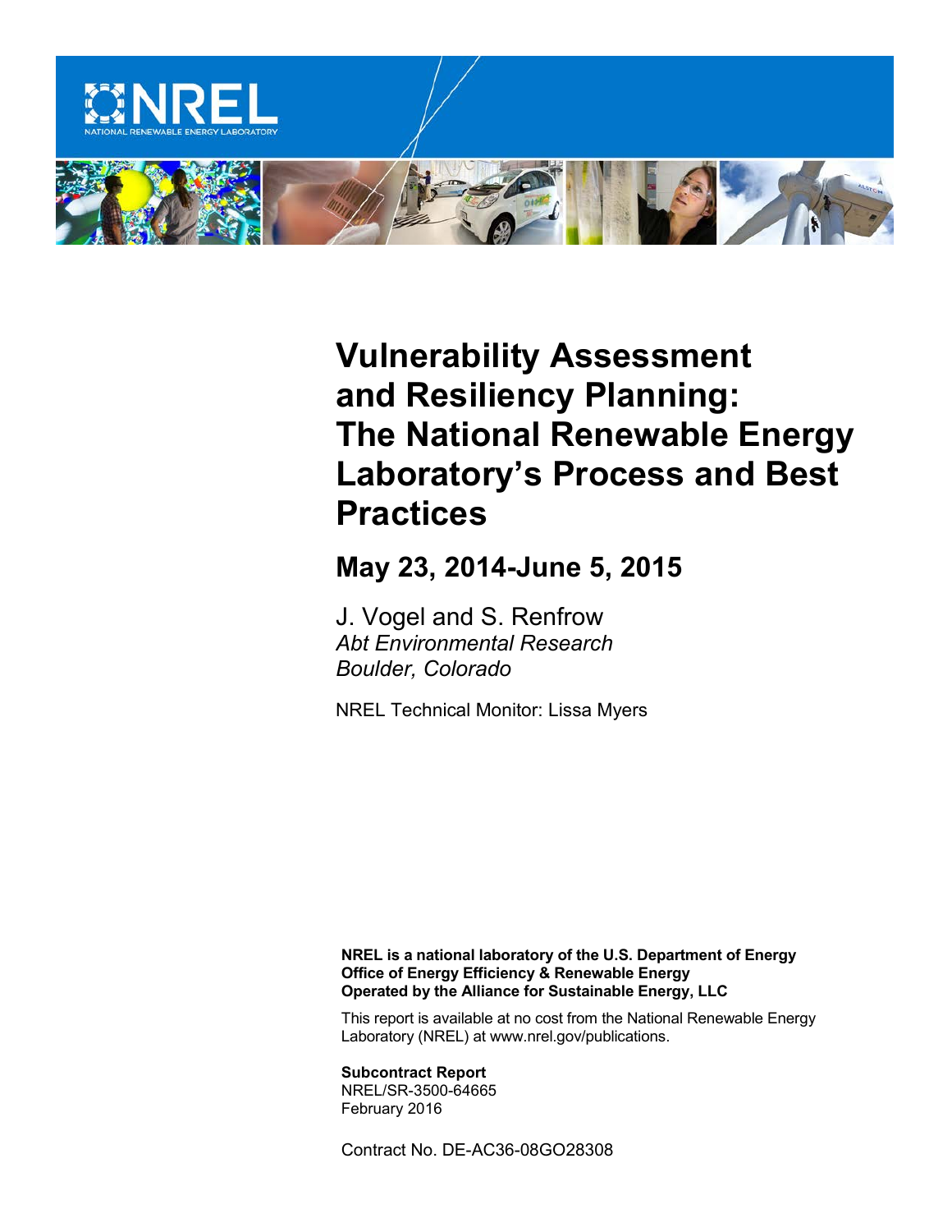# Vulnerability Assessment and Resiliency Planning: The National Renewable Energy Laboratory's Process and Best Practices

## May 23, 2014-June 5, 2015

J. Vogel and S. Renfrow
*Abt Environmental Research*
*Boulder, Colorado*

NREL Technical Monitor: Lissa Myers

**NREL is a national laboratory of the U.S. Department of Energy**
**Office of Energy Efficiency & Renewable Energy**
**Operated by the Alliance for Sustainable Energy, LLC**

This report is available at no cost from the National Renewable Energy Laboratory (NREL) at www.nrel.gov/publications.

**Subcontract Report**
NREL/SR-3500-64665
February 2016

Contract No. DE-AC36-08GO28308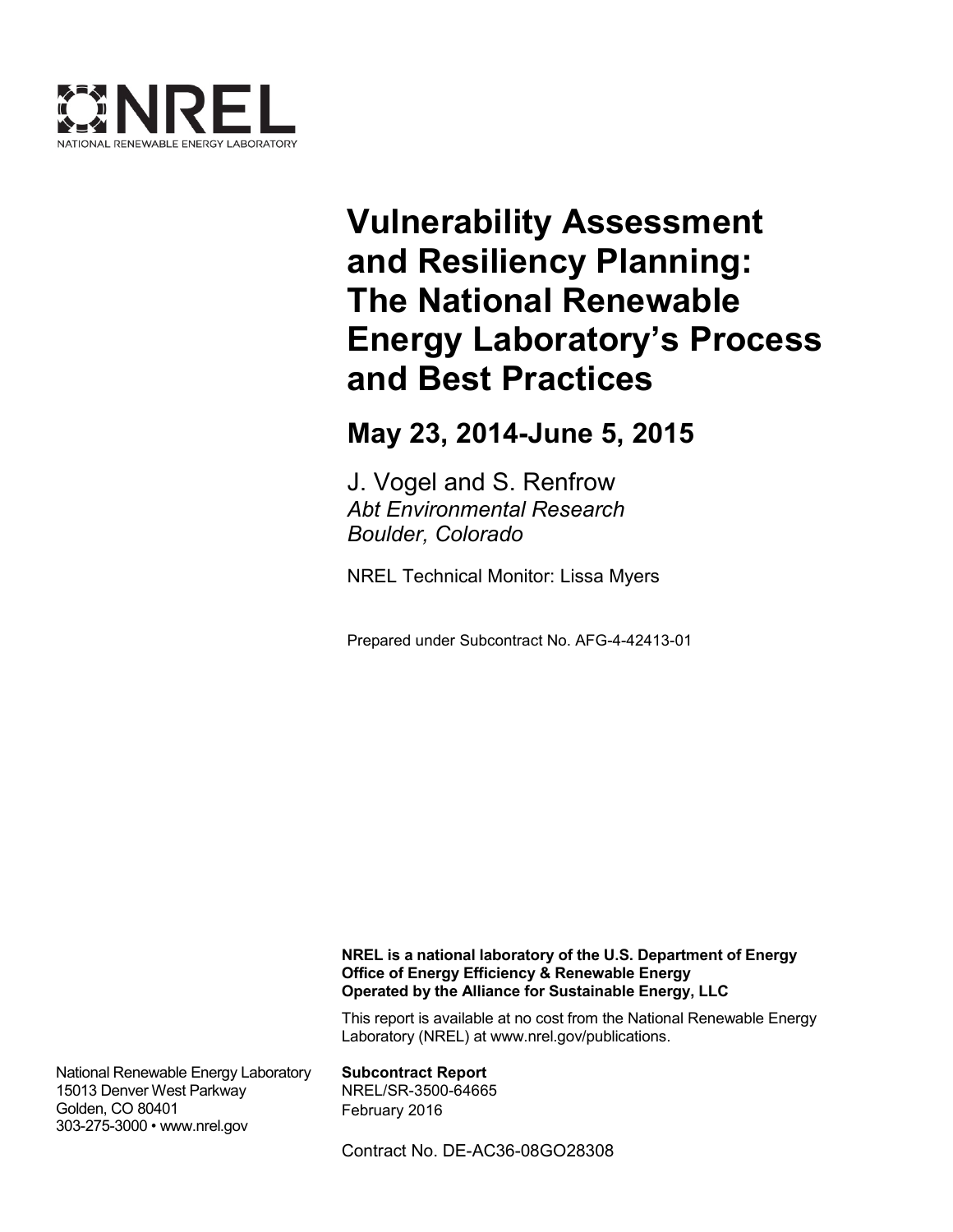NATIONAL RENEWABLE ENERGY LABORATORY

# Vulnerability Assessment and Resiliency Planning: The National Renewable Energy Laboratory's Process and Best Practices

## May 23, 2014-June 5, 2015

J. Vogel and S. Renfrow
*Abt Environmental Research*
*Boulder, Colorado*

NREL Technical Monitor: Lissa Myers

Prepared under Subcontract No. AFG-4-42413-01

**NREL is a national laboratory of the U.S. Department of Energy**
**Office of Energy Efficiency & Renewable Energy**
**Operated by the Alliance for Sustainable Energy, LLC**

This report is available at no cost from the National Renewable Energy Laboratory (NREL) at www.nrel.gov/publications.

National Renewable Energy Laboratory
15013 Denver West Parkway
Golden, CO 80401
303-275-3000 • www.nrel.gov

**Subcontract Report**
NREL/SR-3500-64665
February 2016

Contract No. DE-AC36-08GO28308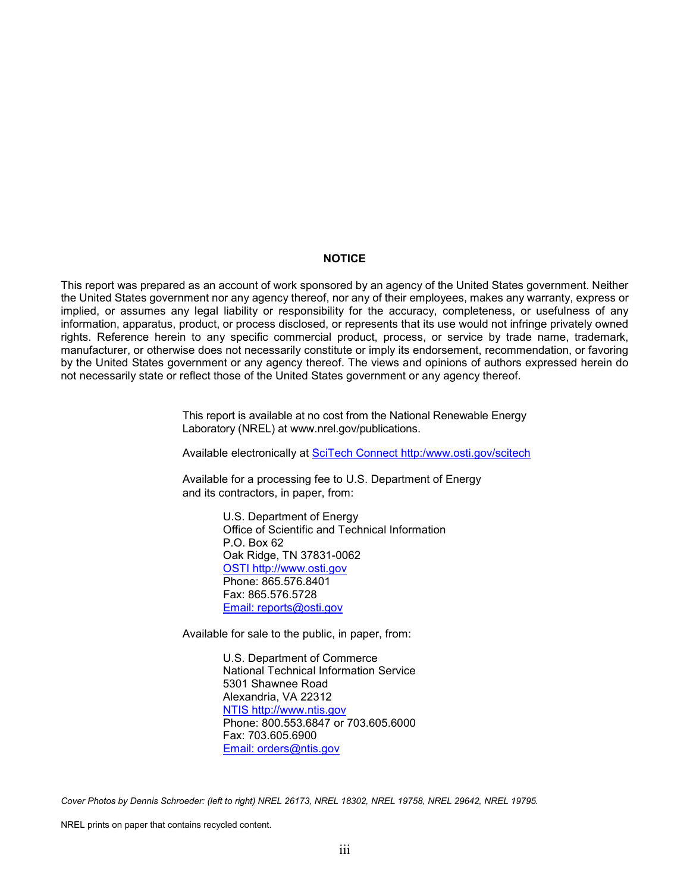**NOTICE**

This report was prepared as an account of work sponsored by an agency of the United States government. Neither the United States government nor any agency thereof, nor any of their employees, makes any warranty, express or implied, or assumes any legal liability or responsibility for the accuracy, completeness, or usefulness of any information, apparatus, product, or process disclosed, or represents that its use would not infringe privately owned rights. Reference herein to any specific commercial product, process, or service by trade name, trademark, manufacturer, or otherwise does not necessarily constitute or imply its endorsement, recommendation, or favoring by the United States government or any agency thereof. The views and opinions of authors expressed herein do not necessarily state or reflect those of the United States government or any agency thereof.

This report is available at no cost from the National Renewable Energy Laboratory (NREL) at www.nrel.gov/publications.

Available electronically at SciTech Connect http:/www.osti.gov/scitech

Available for a processing fee to U.S. Department of Energy and its contractors, in paper, from:

U.S. Department of Energy
Office of Scientific and Technical Information
P.O. Box 62
Oak Ridge, TN 37831-0062
OSTI http://www.osti.gov
Phone: 865.576.8401
Fax: 865.576.5728
Email: reports@osti.gov

Available for sale to the public, in paper, from:

U.S. Department of Commerce
National Technical Information Service
5301 Shawnee Road
Alexandria, VA 22312
NTIS http://www.ntis.gov
Phone: 800.553.6847 or 703.605.6000
Fax: 703.605.6900
Email: orders@ntis.gov

*Cover Photos by Dennis Schroeder: (left to right) NREL 26173, NREL 18302, NREL 19758, NREL 29642, NREL 19795.*

NREL prints on paper that contains recycled content.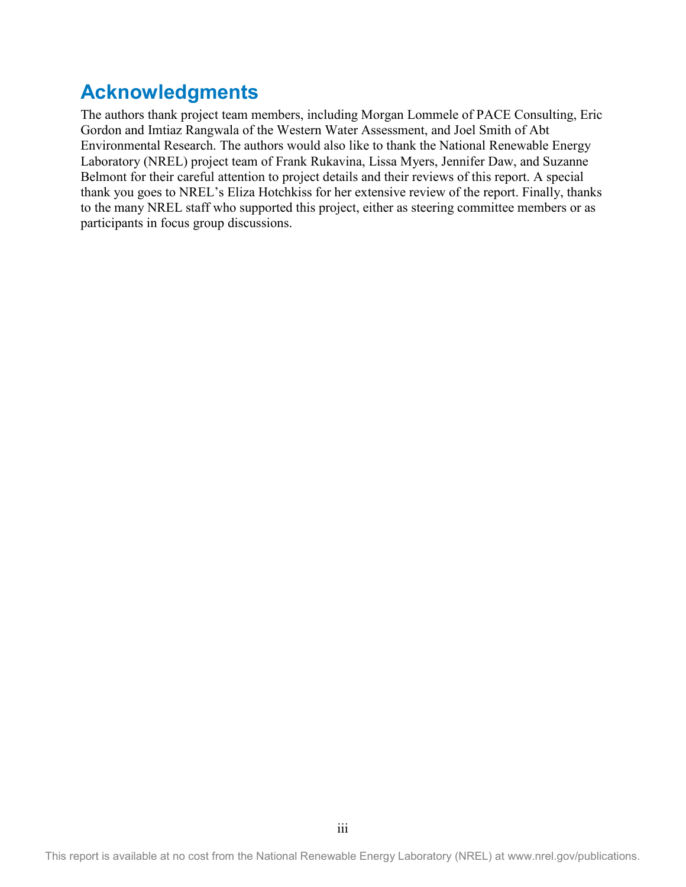## Acknowledgments

The authors thank project team members, including Morgan Lommele of PACE Consulting, Eric Gordon and Imtiaz Rangwala of the Western Water Assessment, and Joel Smith of Abt Environmental Research. The authors would also like to thank the National Renewable Energy Laboratory (NREL) project team of Frank Rukavina, Lissa Myers, Jennifer Daw, and Suzanne Belmont for their careful attention to project details and their reviews of this report. A special thank you goes to NREL's Eliza Hotchkiss for her extensive review of the report. Finally, thanks to the many NREL staff who supported this project, either as steering committee members or as participants in focus group discussions.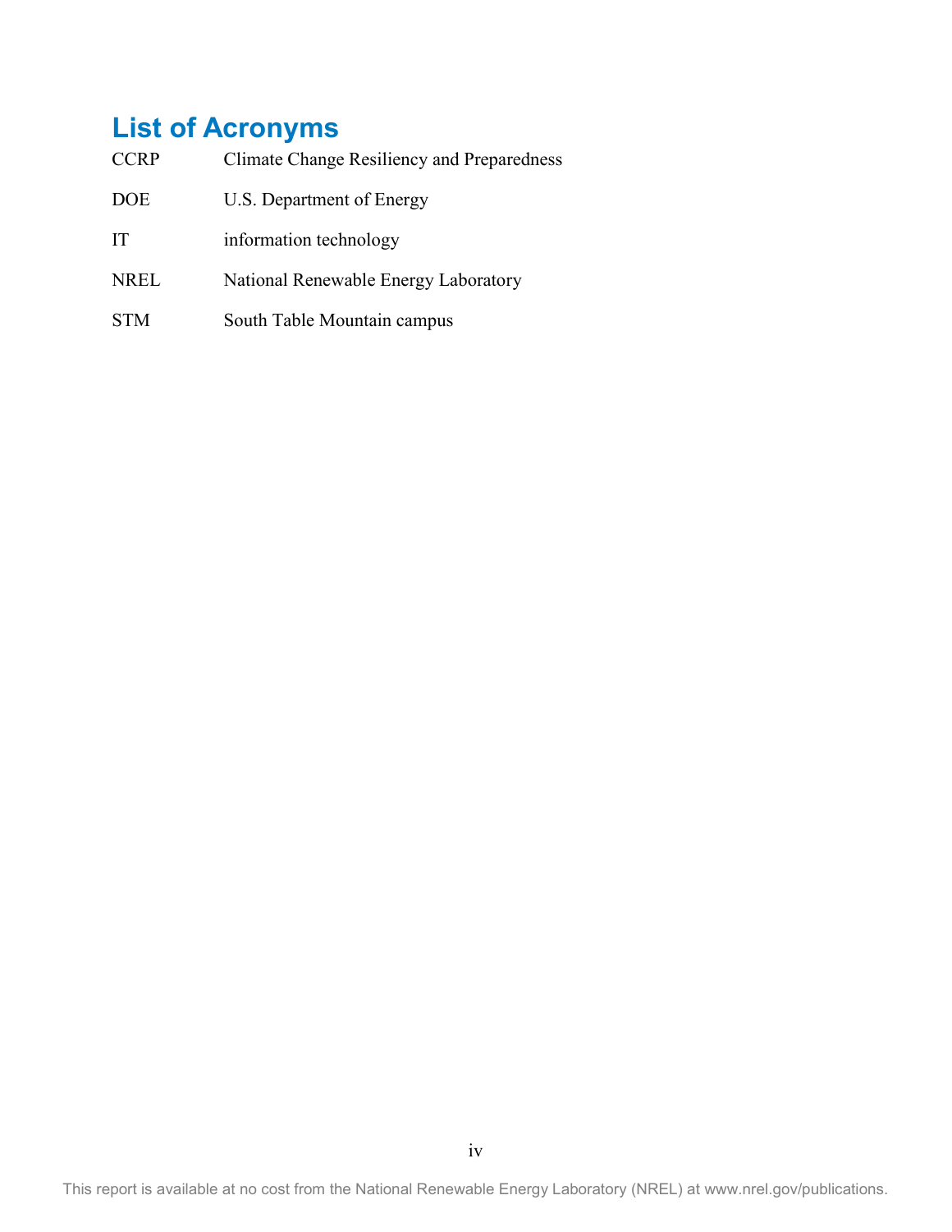# List of Acronyms

| | |
|---|---|
| CCRP | Climate Change Resiliency and Preparedness |
| DOE | U.S. Department of Energy |
| IT | information technology |
| NREL | National Renewable Energy Laboratory |
| STM | South Table Mountain campus |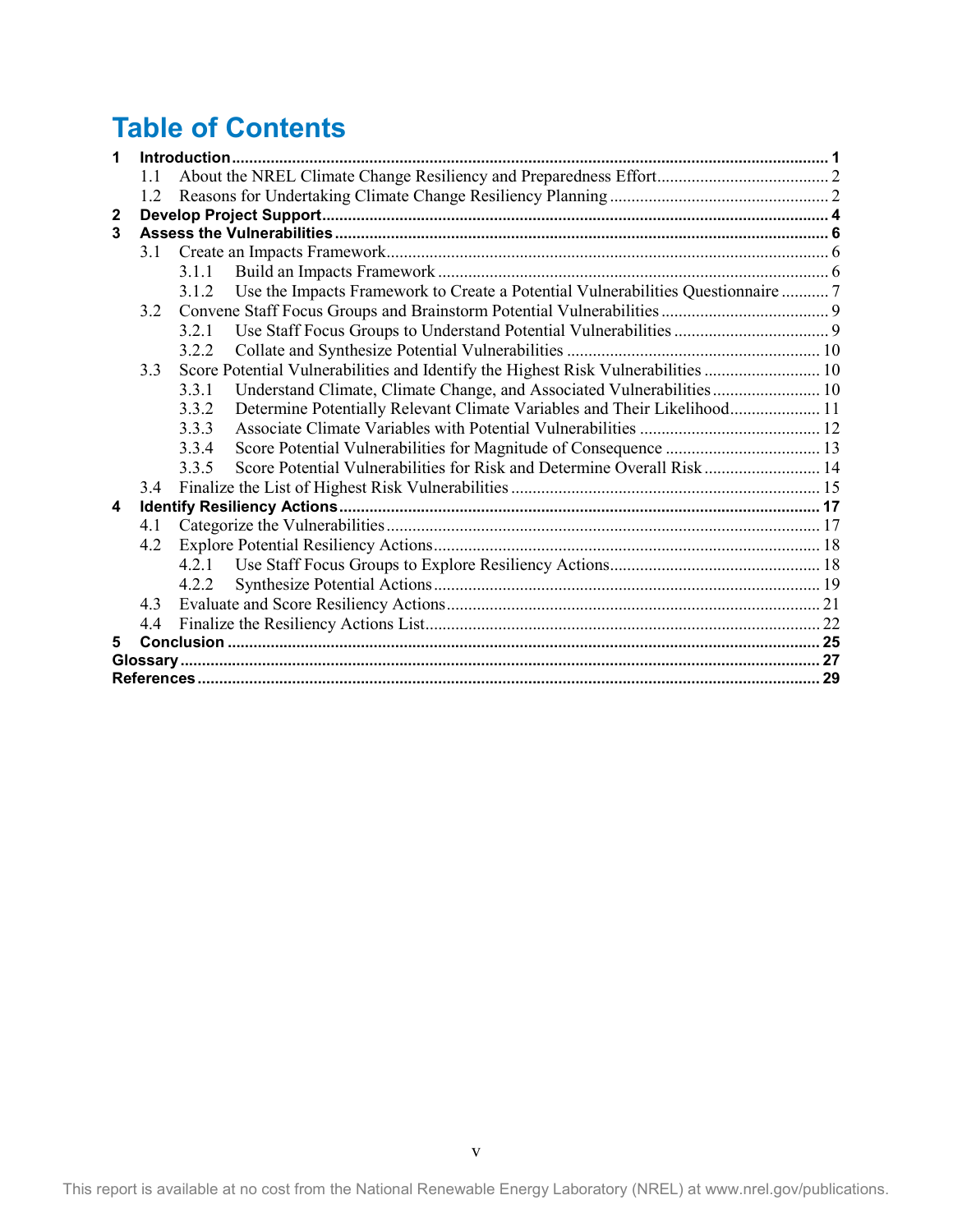# Table of Contents

- **1 Introduction** ... 1
  - 1.1 About the NREL Climate Change Resiliency and Preparedness Effort ... 2
  - 1.2 Reasons for Undertaking Climate Change Resiliency Planning ... 2
- **2 Develop Project Support** ... 4
- **3 Assess the Vulnerabilities** ... 6
  - 3.1 Create an Impacts Framework ... 6
    - 3.1.1 Build an Impacts Framework ... 6
    - 3.1.2 Use the Impacts Framework to Create a Potential Vulnerabilities Questionnaire ... 7
  - 3.2 Convene Staff Focus Groups and Brainstorm Potential Vulnerabilities ... 9
    - 3.2.1 Use Staff Focus Groups to Understand Potential Vulnerabilities ... 9
    - 3.2.2 Collate and Synthesize Potential Vulnerabilities ... 10
  - 3.3 Score Potential Vulnerabilities and Identify the Highest Risk Vulnerabilities ... 10
    - 3.3.1 Understand Climate, Climate Change, and Associated Vulnerabilities ... 10
    - 3.3.2 Determine Potentially Relevant Climate Variables and Their Likelihood ... 11
    - 3.3.3 Associate Climate Variables with Potential Vulnerabilities ... 12
    - 3.3.4 Score Potential Vulnerabilities for Magnitude of Consequence ... 13
    - 3.3.5 Score Potential Vulnerabilities for Risk and Determine Overall Risk ... 14
  - 3.4 Finalize the List of Highest Risk Vulnerabilities ... 15
- **4 Identify Resiliency Actions** ... 17
  - 4.1 Categorize the Vulnerabilities ... 17
  - 4.2 Explore Potential Resiliency Actions ... 18
    - 4.2.1 Use Staff Focus Groups to Explore Resiliency Actions ... 18
    - 4.2.2 Synthesize Potential Actions ... 19
  - 4.3 Evaluate and Score Resiliency Actions ... 21
  - 4.4 Finalize the Resiliency Actions List ... 22
- **5 Conclusion** ... 25
- **Glossary** ... 27
- **References** ... 29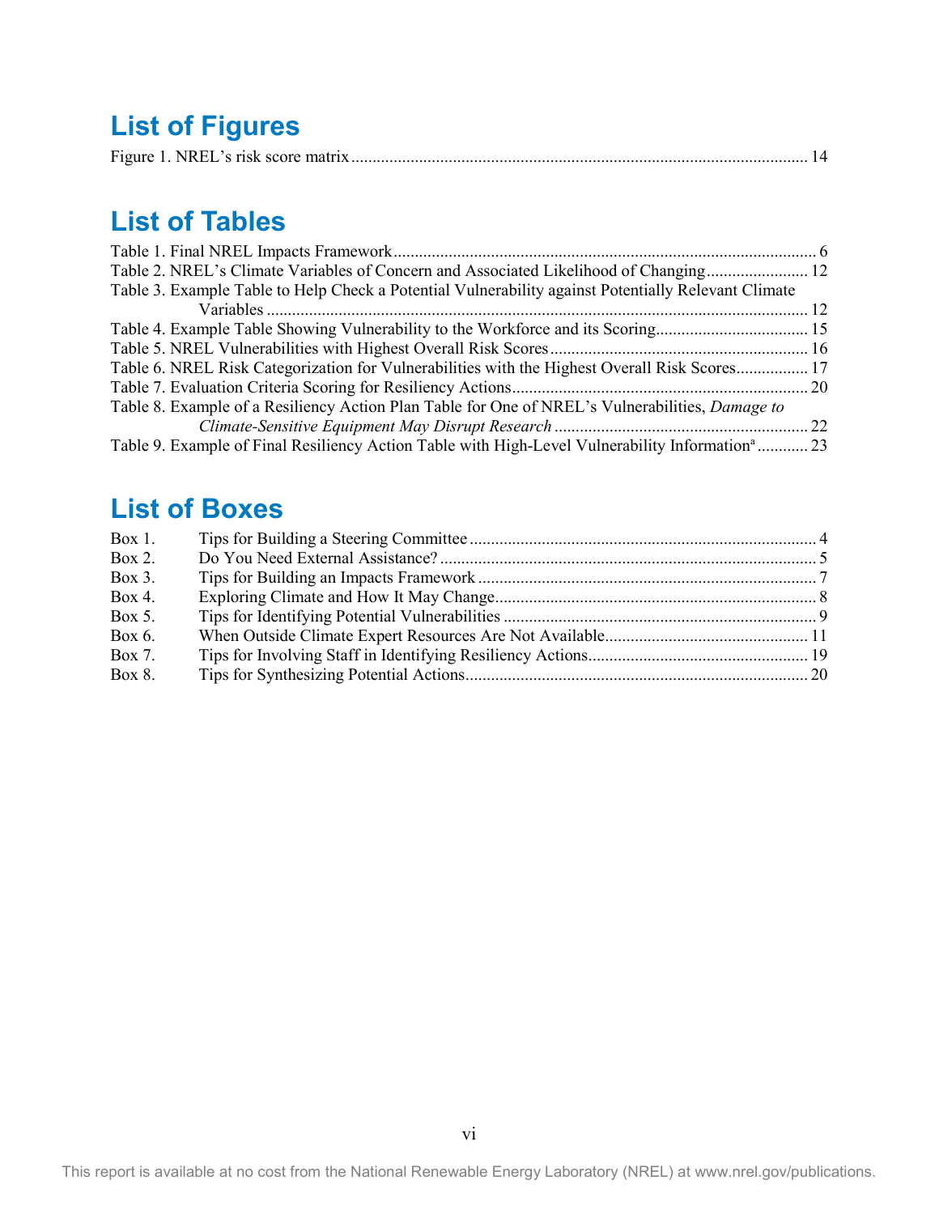# List of Figures

Figure 1. NREL's risk score matrix ........................................................................................................ 14

# List of Tables

Table 1. Final NREL Impacts Framework ................................................................................................. 6
Table 2. NREL's Climate Variables of Concern and Associated Likelihood of Changing ........................ 12
Table 3. Example Table to Help Check a Potential Vulnerability against Potentially Relevant Climate Variables ........................................................................................................................................ 12
Table 4. Example Table Showing Vulnerability to the Workforce and its Scoring .................................... 15
Table 5. NREL Vulnerabilities with Highest Overall Risk Scores ............................................................ 16
Table 6. NREL Risk Categorization for Vulnerabilities with the Highest Overall Risk Scores ................. 17
Table 7. Evaluation Criteria Scoring for Resiliency Actions ..................................................................... 20
Table 8. Example of a Resiliency Action Plan Table for One of NREL's Vulnerabilities, *Damage to Climate-Sensitive Equipment May Disrupt Research* ............................................................ 22
Table 9. Example of Final Resiliency Action Table with High-Level Vulnerability Information[a] ............ 23

# List of Boxes

Box 1. Tips for Building a Steering Committee ................................................................................. 4
Box 2. Do You Need External Assistance? ......................................................................................... 5
Box 3. Tips for Building an Impacts Framework ............................................................................... 7
Box 4. Exploring Climate and How It May Change ........................................................................... 8
Box 5. Tips for Identifying Potential Vulnerabilities .......................................................................... 9
Box 6. When Outside Climate Expert Resources Are Not Available ................................................ 11
Box 7. Tips for Involving Staff in Identifying Resiliency Actions ...................................................... 19
Box 8. Tips for Synthesizing Potential Actions ................................................................................. 20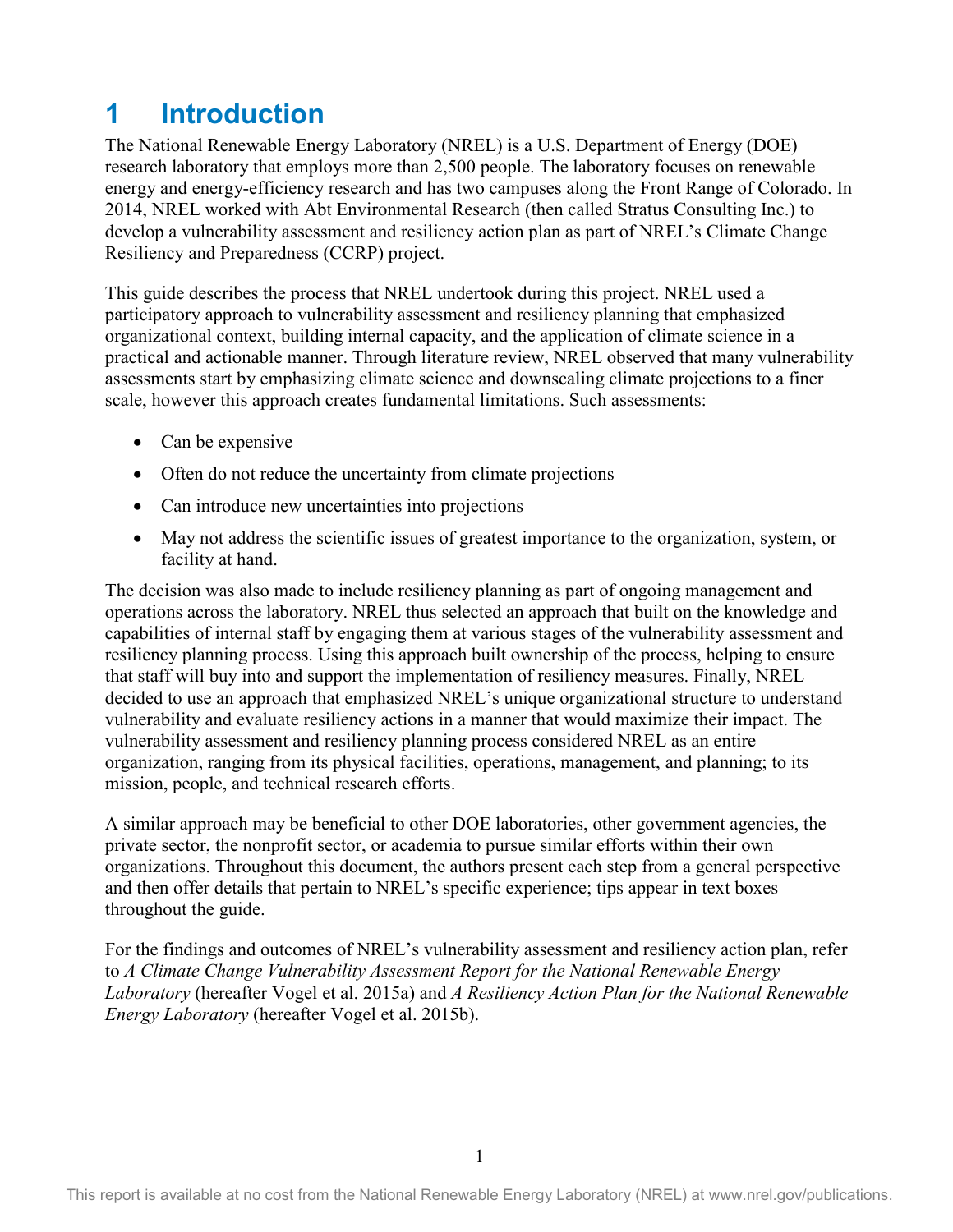# 1 Introduction

The National Renewable Energy Laboratory (NREL) is a U.S. Department of Energy (DOE) research laboratory that employs more than 2,500 people. The laboratory focuses on renewable energy and energy-efficiency research and has two campuses along the Front Range of Colorado. In 2014, NREL worked with Abt Environmental Research (then called Stratus Consulting Inc.) to develop a vulnerability assessment and resiliency action plan as part of NREL's Climate Change Resiliency and Preparedness (CCRP) project.

This guide describes the process that NREL undertook during this project. NREL used a participatory approach to vulnerability assessment and resiliency planning that emphasized organizational context, building internal capacity, and the application of climate science in a practical and actionable manner. Through literature review, NREL observed that many vulnerability assessments start by emphasizing climate science and downscaling climate projections to a finer scale, however this approach creates fundamental limitations. Such assessments:

- Can be expensive
- Often do not reduce the uncertainty from climate projections
- Can introduce new uncertainties into projections
- May not address the scientific issues of greatest importance to the organization, system, or facility at hand.

The decision was also made to include resiliency planning as part of ongoing management and operations across the laboratory. NREL thus selected an approach that built on the knowledge and capabilities of internal staff by engaging them at various stages of the vulnerability assessment and resiliency planning process. Using this approach built ownership of the process, helping to ensure that staff will buy into and support the implementation of resiliency measures. Finally, NREL decided to use an approach that emphasized NREL's unique organizational structure to understand vulnerability and evaluate resiliency actions in a manner that would maximize their impact. The vulnerability assessment and resiliency planning process considered NREL as an entire organization, ranging from its physical facilities, operations, management, and planning; to its mission, people, and technical research efforts.

A similar approach may be beneficial to other DOE laboratories, other government agencies, the private sector, the nonprofit sector, or academia to pursue similar efforts within their own organizations. Throughout this document, the authors present each step from a general perspective and then offer details that pertain to NREL's specific experience; tips appear in text boxes throughout the guide.

For the findings and outcomes of NREL's vulnerability assessment and resiliency action plan, refer to *A Climate Change Vulnerability Assessment Report for the National Renewable Energy Laboratory* (hereafter Vogel et al. 2015a) and *A Resiliency Action Plan for the National Renewable Energy Laboratory* (hereafter Vogel et al. 2015b).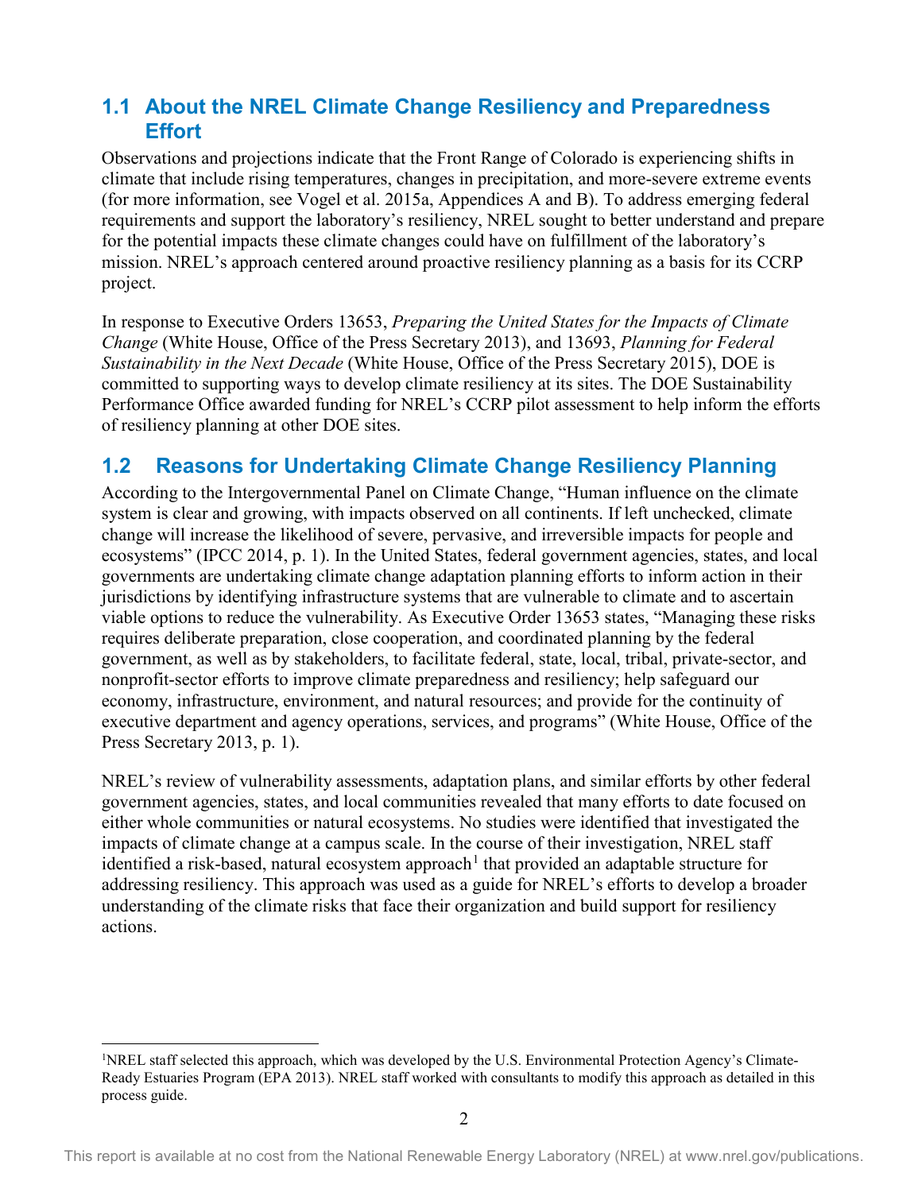## 1.1 About the NREL Climate Change Resiliency and Preparedness Effort

Observations and projections indicate that the Front Range of Colorado is experiencing shifts in climate that include rising temperatures, changes in precipitation, and more-severe extreme events (for more information, see Vogel et al. 2015a, Appendices A and B). To address emerging federal requirements and support the laboratory's resiliency, NREL sought to better understand and prepare for the potential impacts these climate changes could have on fulfillment of the laboratory's mission. NREL's approach centered around proactive resiliency planning as a basis for its CCRP project.

In response to Executive Orders 13653, *Preparing the United States for the Impacts of Climate Change* (White House, Office of the Press Secretary 2013), and 13693, *Planning for Federal Sustainability in the Next Decade* (White House, Office of the Press Secretary 2015), DOE is committed to supporting ways to develop climate resiliency at its sites. The DOE Sustainability Performance Office awarded funding for NREL's CCRP pilot assessment to help inform the efforts of resiliency planning at other DOE sites.

## 1.2 Reasons for Undertaking Climate Change Resiliency Planning

According to the Intergovernmental Panel on Climate Change, "Human influence on the climate system is clear and growing, with impacts observed on all continents. If left unchecked, climate change will increase the likelihood of severe, pervasive, and irreversible impacts for people and ecosystems" (IPCC 2014, p. 1). In the United States, federal government agencies, states, and local governments are undertaking climate change adaptation planning efforts to inform action in their jurisdictions by identifying infrastructure systems that are vulnerable to climate and to ascertain viable options to reduce the vulnerability. As Executive Order 13653 states, "Managing these risks requires deliberate preparation, close cooperation, and coordinated planning by the federal government, as well as by stakeholders, to facilitate federal, state, local, tribal, private-sector, and nonprofit-sector efforts to improve climate preparedness and resiliency; help safeguard our economy, infrastructure, environment, and natural resources; and provide for the continuity of executive department and agency operations, services, and programs" (White House, Office of the Press Secretary 2013, p. 1).

NREL's review of vulnerability assessments, adaptation plans, and similar efforts by other federal government agencies, states, and local communities revealed that many efforts to date focused on either whole communities or natural ecosystems. No studies were identified that investigated the impacts of climate change at a campus scale. In the course of their investigation, NREL staff identified a risk-based, natural ecosystem approach[1] that provided an adaptable structure for addressing resiliency. This approach was used as a guide for NREL's efforts to develop a broader understanding of the climate risks that face their organization and build support for resiliency actions.

[1] NREL staff selected this approach, which was developed by the U.S. Environmental Protection Agency's Climate-Ready Estuaries Program (EPA 2013). NREL staff worked with consultants to modify this approach as detailed in this process guide.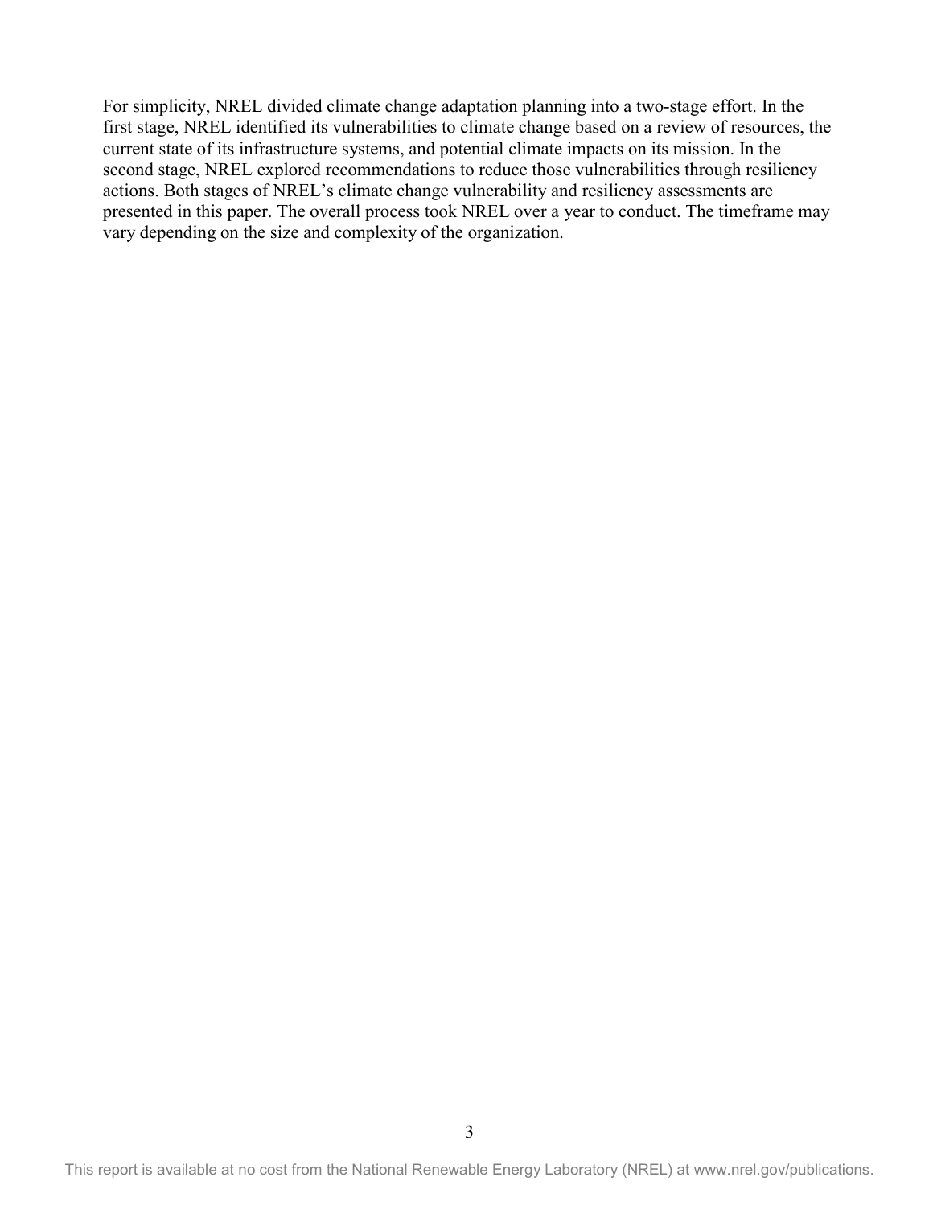For simplicity, NREL divided climate change adaptation planning into a two-stage effort. In the first stage, NREL identified its vulnerabilities to climate change based on a review of resources, the current state of its infrastructure systems, and potential climate impacts on its mission. In the second stage, NREL explored recommendations to reduce those vulnerabilities through resiliency actions. Both stages of NREL's climate change vulnerability and resiliency assessments are presented in this paper. The overall process took NREL over a year to conduct. The timeframe may vary depending on the size and complexity of the organization.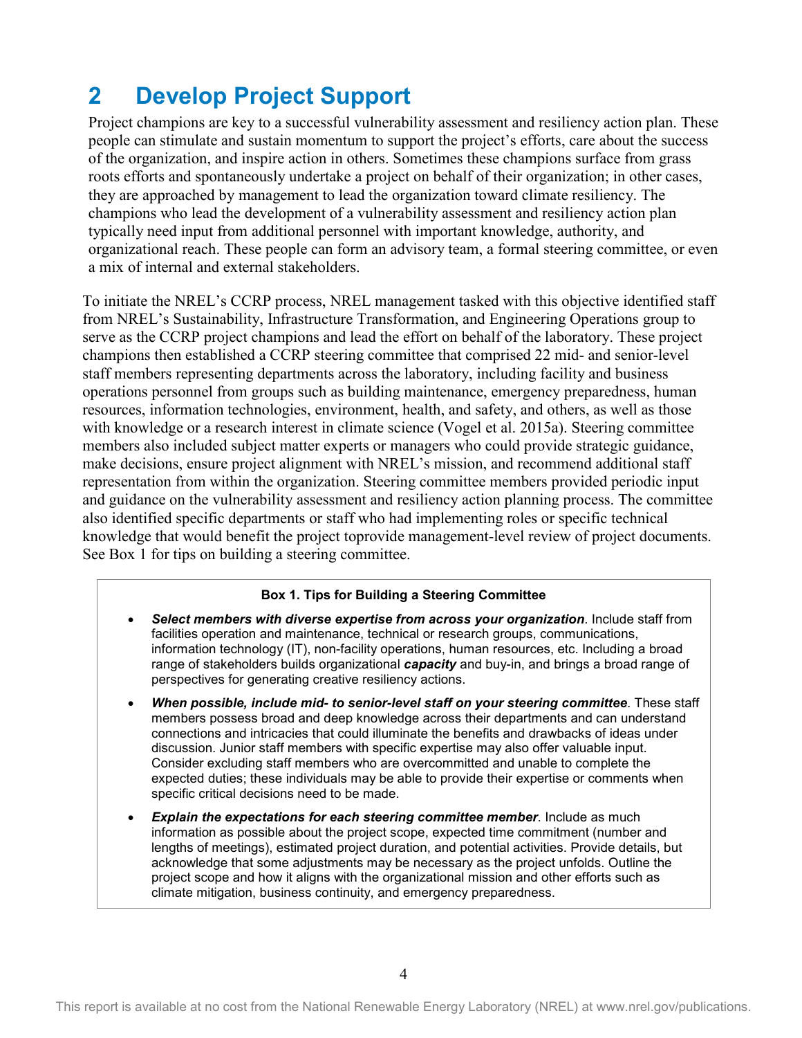# 2 Develop Project Support

Project champions are key to a successful vulnerability assessment and resiliency action plan. These people can stimulate and sustain momentum to support the project's efforts, care about the success of the organization, and inspire action in others. Sometimes these champions surface from grass roots efforts and spontaneously undertake a project on behalf of their organization; in other cases, they are approached by management to lead the organization toward climate resiliency. The champions who lead the development of a vulnerability assessment and resiliency action plan typically need input from additional personnel with important knowledge, authority, and organizational reach. These people can form an advisory team, a formal steering committee, or even a mix of internal and external stakeholders.

To initiate the NREL's CCRP process, NREL management tasked with this objective identified staff from NREL's Sustainability, Infrastructure Transformation, and Engineering Operations group to serve as the CCRP project champions and lead the effort on behalf of the laboratory. These project champions then established a CCRP steering committee that comprised 22 mid- and senior-level staff members representing departments across the laboratory, including facility and business operations personnel from groups such as building maintenance, emergency preparedness, human resources, information technologies, environment, health, and safety, and others, as well as those with knowledge or a research interest in climate science (Vogel et al. 2015a). Steering committee members also included subject matter experts or managers who could provide strategic guidance, make decisions, ensure project alignment with NREL's mission, and recommend additional staff representation from within the organization. Steering committee members provided periodic input and guidance on the vulnerability assessment and resiliency action planning process. The committee also identified specific departments or staff who had implementing roles or specific technical knowledge that would benefit the project toprovide management-level review of project documents. See Box 1 for tips on building a steering committee.

**Box 1. Tips for Building a Steering Committee**

- ***Select members with diverse expertise from across your organization***. Include staff from facilities operation and maintenance, technical or research groups, communications, information technology (IT), non-facility operations, human resources, etc. Including a broad range of stakeholders builds organizational ***capacity*** and buy-in, and brings a broad range of perspectives for generating creative resiliency actions.
- ***When possible, include mid- to senior-level staff on your steering committee***. These staff members possess broad and deep knowledge across their departments and can understand connections and intricacies that could illuminate the benefits and drawbacks of ideas under discussion. Junior staff members with specific expertise may also offer valuable input. Consider excluding staff members who are overcommitted and unable to complete the expected duties; these individuals may be able to provide their expertise or comments when specific critical decisions need to be made.
- ***Explain the expectations for each steering committee member***. Include as much information as possible about the project scope, expected time commitment (number and lengths of meetings), estimated project duration, and potential activities. Provide details, but acknowledge that some adjustments may be necessary as the project unfolds. Outline the project scope and how it aligns with the organizational mission and other efforts such as climate mitigation, business continuity, and emergency preparedness.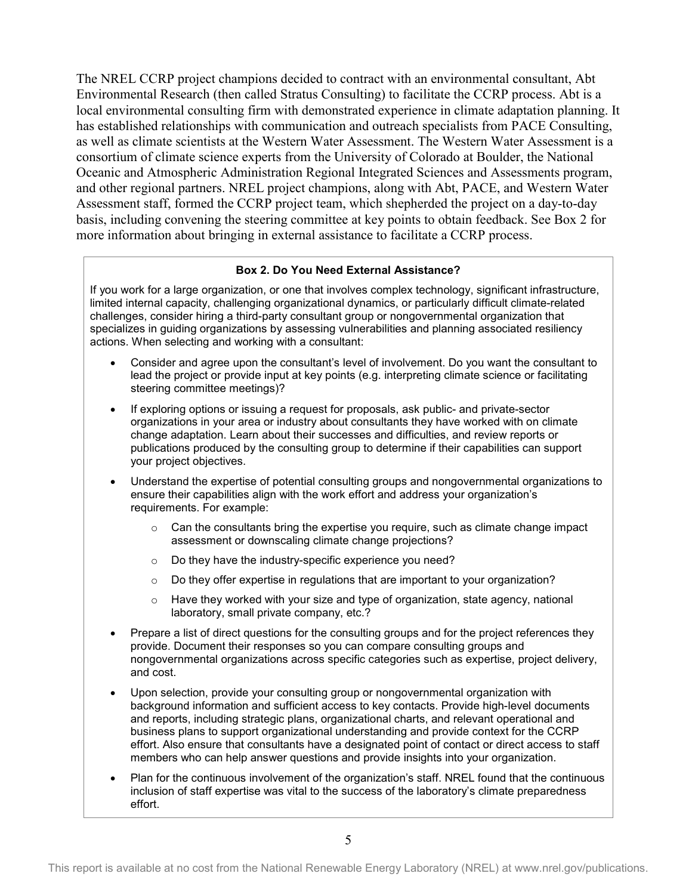The NREL CCRP project champions decided to contract with an environmental consultant, Abt Environmental Research (then called Stratus Consulting) to facilitate the CCRP process. Abt is a local environmental consulting firm with demonstrated experience in climate adaptation planning. It has established relationships with communication and outreach specialists from PACE Consulting, as well as climate scientists at the Western Water Assessment. The Western Water Assessment is a consortium of climate science experts from the University of Colorado at Boulder, the National Oceanic and Atmospheric Administration Regional Integrated Sciences and Assessments program, and other regional partners. NREL project champions, along with Abt, PACE, and Western Water Assessment staff, formed the CCRP project team, which shepherded the project on a day-to-day basis, including convening the steering committee at key points to obtain feedback. See Box 2 for more information about bringing in external assistance to facilitate a CCRP process.

**Box 2. Do You Need External Assistance?**

If you work for a large organization, or one that involves complex technology, significant infrastructure, limited internal capacity, challenging organizational dynamics, or particularly difficult climate-related challenges, consider hiring a third-party consultant group or nongovernmental organization that specializes in guiding organizations by assessing vulnerabilities and planning associated resiliency actions. When selecting and working with a consultant:

- Consider and agree upon the consultant's level of involvement. Do you want the consultant to lead the project or provide input at key points (e.g. interpreting climate science or facilitating steering committee meetings)?
- If exploring options or issuing a request for proposals, ask public- and private-sector organizations in your area or industry about consultants they have worked with on climate change adaptation. Learn about their successes and difficulties, and review reports or publications produced by the consulting group to determine if their capabilities can support your project objectives.
- Understand the expertise of potential consulting groups and nongovernmental organizations to ensure their capabilities align with the work effort and address your organization's requirements. For example:
  - Can the consultants bring the expertise you require, such as climate change impact assessment or downscaling climate change projections?
  - Do they have the industry-specific experience you need?
  - Do they offer expertise in regulations that are important to your organization?
  - Have they worked with your size and type of organization, state agency, national laboratory, small private company, etc.?
- Prepare a list of direct questions for the consulting groups and for the project references they provide. Document their responses so you can compare consulting groups and nongovernmental organizations across specific categories such as expertise, project delivery, and cost.
- Upon selection, provide your consulting group or nongovernmental organization with background information and sufficient access to key contacts. Provide high-level documents and reports, including strategic plans, organizational charts, and relevant operational and business plans to support organizational understanding and provide context for the CCRP effort. Also ensure that consultants have a designated point of contact or direct access to staff members who can help answer questions and provide insights into your organization.
- Plan for the continuous involvement of the organization's staff. NREL found that the continuous inclusion of staff expertise was vital to the success of the laboratory's climate preparedness effort.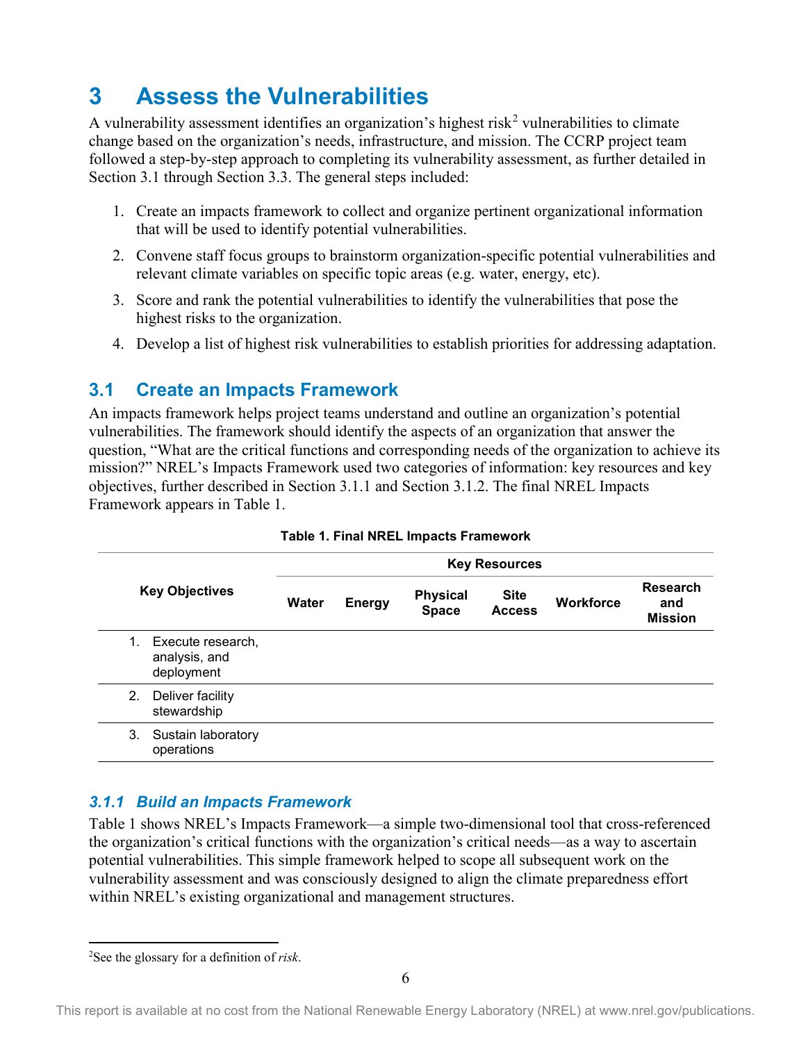# 3 Assess the Vulnerabilities

A vulnerability assessment identifies an organization's highest risk[2] vulnerabilities to climate change based on the organization's needs, infrastructure, and mission. The CCRP project team followed a step-by-step approach to completing its vulnerability assessment, as further detailed in Section 3.1 through Section 3.3. The general steps included:

1. Create an impacts framework to collect and organize pertinent organizational information that will be used to identify potential vulnerabilities.
2. Convene staff focus groups to brainstorm organization-specific potential vulnerabilities and relevant climate variables on specific topic areas (e.g. water, energy, etc).
3. Score and rank the potential vulnerabilities to identify the vulnerabilities that pose the highest risks to the organization.
4. Develop a list of highest risk vulnerabilities to establish priorities for addressing adaptation.

## 3.1 Create an Impacts Framework

An impacts framework helps project teams understand and outline an organization's potential vulnerabilities. The framework should identify the aspects of an organization that answer the question, "What are the critical functions and corresponding needs of the organization to achieve its mission?" NREL's Impacts Framework used two categories of information: key resources and key objectives, further described in Section 3.1.1 and Section 3.1.2. The final NREL Impacts Framework appears in Table 1.

**Table 1. Final NREL Impacts Framework**

| Key Objectives | Key Resources | | | | | |
|---|---|---|---|---|---|---|
| | Water | Energy | Physical Space | Site Access | Workforce | Research and Mission |
| 1. Execute research, analysis, and deployment | | | | | | |
| 2. Deliver facility stewardship | | | | | | |
| 3. Sustain laboratory operations | | | | | | |

### *3.1.1 Build an Impacts Framework*

Table 1 shows NREL's Impacts Framework—a simple two-dimensional tool that cross-referenced the organization's critical functions with the organization's critical needs—as a way to ascertain potential vulnerabilities. This simple framework helped to scope all subsequent work on the vulnerability assessment and was consciously designed to align the climate preparedness effort within NREL's existing organizational and management structures.

[2] See the glossary for a definition of *risk*.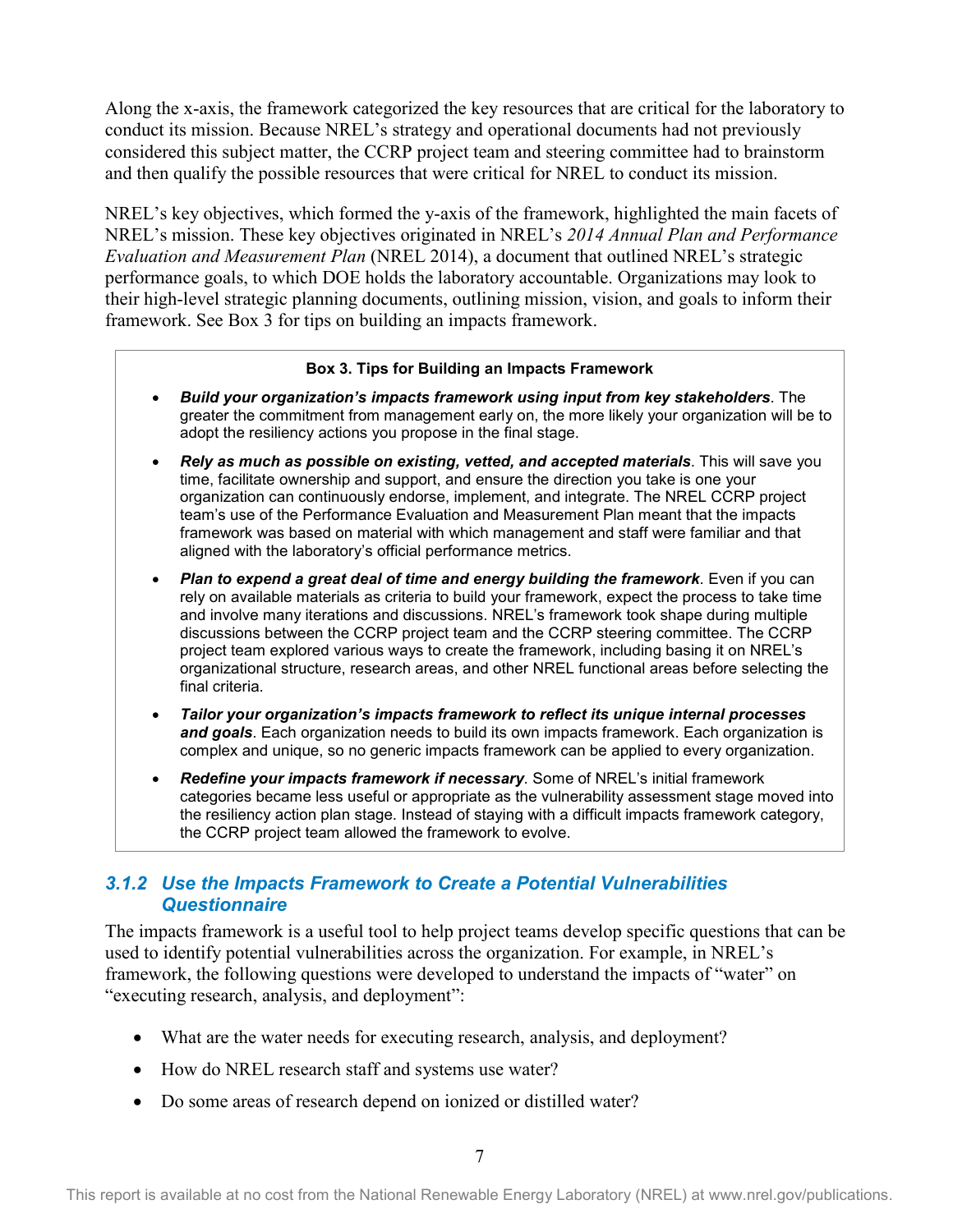Along the x-axis, the framework categorized the key resources that are critical for the laboratory to conduct its mission. Because NREL's strategy and operational documents had not previously considered this subject matter, the CCRP project team and steering committee had to brainstorm and then qualify the possible resources that were critical for NREL to conduct its mission.

NREL's key objectives, which formed the y-axis of the framework, highlighted the main facets of NREL's mission. These key objectives originated in NREL's *2014 Annual Plan and Performance Evaluation and Measurement Plan* (NREL 2014), a document that outlined NREL's strategic performance goals, to which DOE holds the laboratory accountable. Organizations may look to their high-level strategic planning documents, outlining mission, vision, and goals to inform their framework. See Box 3 for tips on building an impacts framework.

> **Box 3. Tips for Building an Impacts Framework**
>
> - ***Build your organization's impacts framework using input from key stakeholders***. The greater the commitment from management early on, the more likely your organization will be to adopt the resiliency actions you propose in the final stage.
> - ***Rely as much as possible on existing, vetted, and accepted materials***. This will save you time, facilitate ownership and support, and ensure the direction you take is one your organization can continuously endorse, implement, and integrate. The NREL CCRP project team's use of the Performance Evaluation and Measurement Plan meant that the impacts framework was based on material with which management and staff were familiar and that aligned with the laboratory's official performance metrics.
> - ***Plan to expend a great deal of time and energy building the framework***. Even if you can rely on available materials as criteria to build your framework, expect the process to take time and involve many iterations and discussions. NREL's framework took shape during multiple discussions between the CCRP project team and the CCRP steering committee. The CCRP project team explored various ways to create the framework, including basing it on NREL's organizational structure, research areas, and other NREL functional areas before selecting the final criteria.
> - ***Tailor your organization's impacts framework to reflect its unique internal processes and goals***. Each organization needs to build its own impacts framework. Each organization is complex and unique, so no generic impacts framework can be applied to every organization.
> - ***Redefine your impacts framework if necessary***. Some of NREL's initial framework categories became less useful or appropriate as the vulnerability assessment stage moved into the resiliency action plan stage. Instead of staying with a difficult impacts framework category, the CCRP project team allowed the framework to evolve.

### *3.1.2 Use the Impacts Framework to Create a Potential Vulnerabilities Questionnaire*

The impacts framework is a useful tool to help project teams develop specific questions that can be used to identify potential vulnerabilities across the organization. For example, in NREL's framework, the following questions were developed to understand the impacts of "water" on "executing research, analysis, and deployment":

- What are the water needs for executing research, analysis, and deployment?
- How do NREL research staff and systems use water?
- Do some areas of research depend on ionized or distilled water?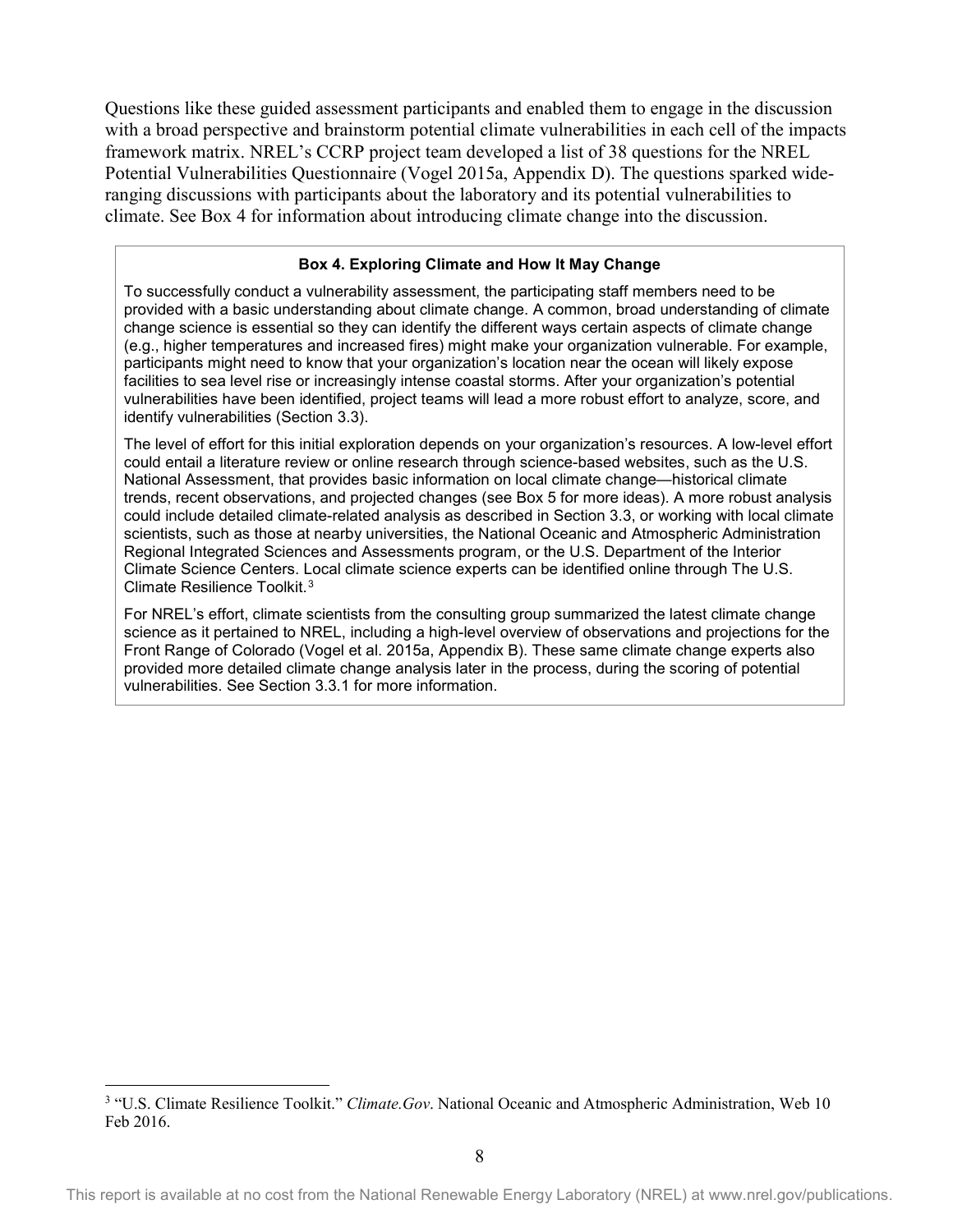Questions like these guided assessment participants and enabled them to engage in the discussion with a broad perspective and brainstorm potential climate vulnerabilities in each cell of the impacts framework matrix. NREL's CCRP project team developed a list of 38 questions for the NREL Potential Vulnerabilities Questionnaire (Vogel 2015a, Appendix D). The questions sparked wide-ranging discussions with participants about the laboratory and its potential vulnerabilities to climate. See Box 4 for information about introducing climate change into the discussion.

**Box 4. Exploring Climate and How It May Change**

To successfully conduct a vulnerability assessment, the participating staff members need to be provided with a basic understanding about climate change. A common, broad understanding of climate change science is essential so they can identify the different ways certain aspects of climate change (e.g., higher temperatures and increased fires) might make your organization vulnerable. For example, participants might need to know that your organization's location near the ocean will likely expose facilities to sea level rise or increasingly intense coastal storms. After your organization's potential vulnerabilities have been identified, project teams will lead a more robust effort to analyze, score, and identify vulnerabilities (Section 3.3).

The level of effort for this initial exploration depends on your organization's resources. A low-level effort could entail a literature review or online research through science-based websites, such as the U.S. National Assessment, that provides basic information on local climate change—historical climate trends, recent observations, and projected changes (see Box 5 for more ideas). A more robust analysis could include detailed climate-related analysis as described in Section 3.3, or working with local climate scientists, such as those at nearby universities, the National Oceanic and Atmospheric Administration Regional Integrated Sciences and Assessments program, or the U.S. Department of the Interior Climate Science Centers. Local climate science experts can be identified online through The U.S. Climate Resilience Toolkit.[3]

For NREL's effort, climate scientists from the consulting group summarized the latest climate change science as it pertained to NREL, including a high-level overview of observations and projections for the Front Range of Colorado (Vogel et al. 2015a, Appendix B). These same climate change experts also provided more detailed climate change analysis later in the process, during the scoring of potential vulnerabilities. See Section 3.3.1 for more information.

[3] "U.S. Climate Resilience Toolkit." *Climate.Gov*. National Oceanic and Atmospheric Administration, Web 10 Feb 2016.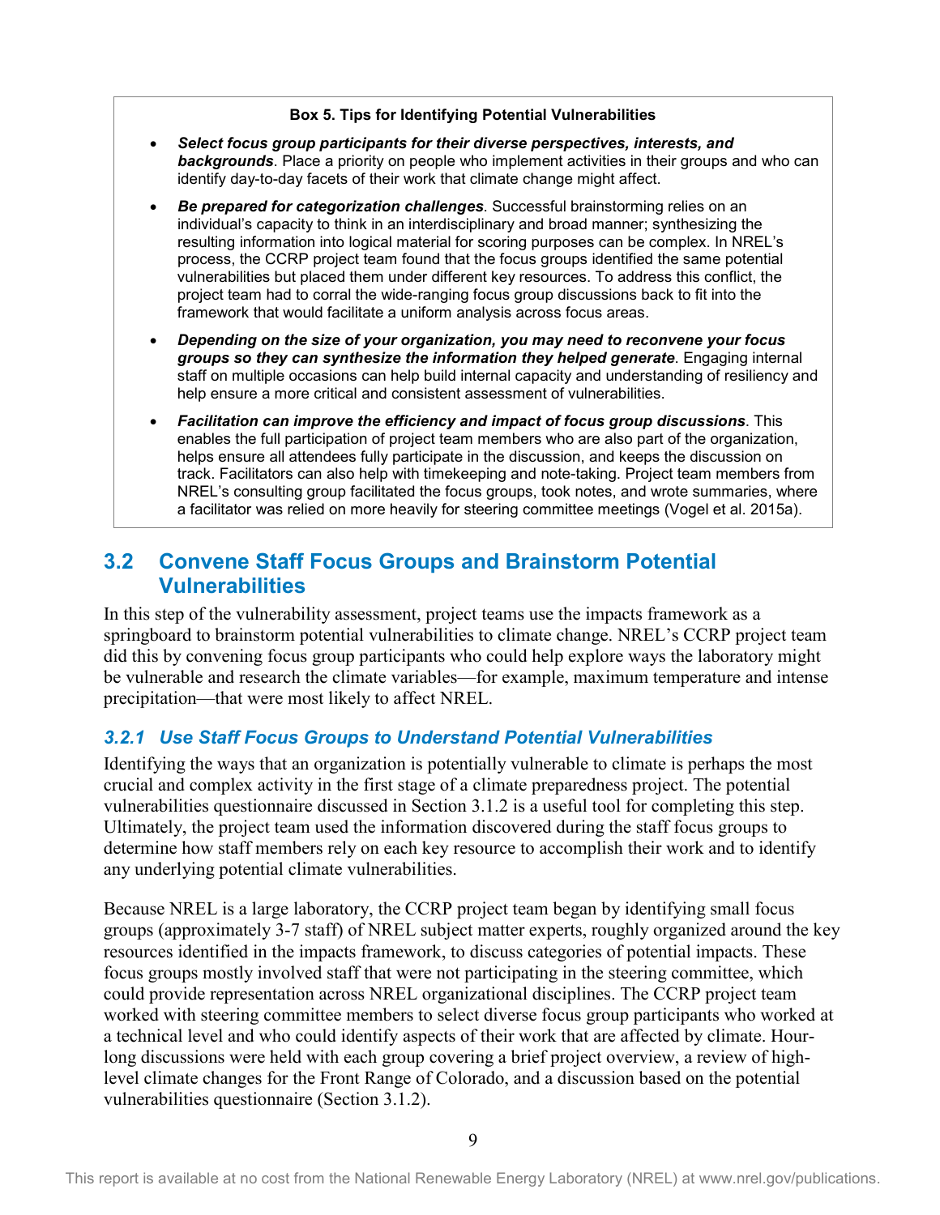**Box 5. Tips for Identifying Potential Vulnerabilities**

- ***Select focus group participants for their diverse perspectives, interests, and backgrounds***. Place a priority on people who implement activities in their groups and who can identify day-to-day facets of their work that climate change might affect.
- ***Be prepared for categorization challenges***. Successful brainstorming relies on an individual's capacity to think in an interdisciplinary and broad manner; synthesizing the resulting information into logical material for scoring purposes can be complex. In NREL's process, the CCRP project team found that the focus groups identified the same potential vulnerabilities but placed them under different key resources. To address this conflict, the project team had to corral the wide-ranging focus group discussions back to fit into the framework that would facilitate a uniform analysis across focus areas.
- ***Depending on the size of your organization, you may need to reconvene your focus groups so they can synthesize the information they helped generate***. Engaging internal staff on multiple occasions can help build internal capacity and understanding of resiliency and help ensure a more critical and consistent assessment of vulnerabilities.
- ***Facilitation can improve the efficiency and impact of focus group discussions***. This enables the full participation of project team members who are also part of the organization, helps ensure all attendees fully participate in the discussion, and keeps the discussion on track. Facilitators can also help with timekeeping and note-taking. Project team members from NREL's consulting group facilitated the focus groups, took notes, and wrote summaries, where a facilitator was relied on more heavily for steering committee meetings (Vogel et al. 2015a).

## 3.2 Convene Staff Focus Groups and Brainstorm Potential Vulnerabilities

In this step of the vulnerability assessment, project teams use the impacts framework as a springboard to brainstorm potential vulnerabilities to climate change. NREL's CCRP project team did this by convening focus group participants who could help explore ways the laboratory might be vulnerable and research the climate variables—for example, maximum temperature and intense precipitation—that were most likely to affect NREL.

### *3.2.1 Use Staff Focus Groups to Understand Potential Vulnerabilities*

Identifying the ways that an organization is potentially vulnerable to climate is perhaps the most crucial and complex activity in the first stage of a climate preparedness project. The potential vulnerabilities questionnaire discussed in Section 3.1.2 is a useful tool for completing this step. Ultimately, the project team used the information discovered during the staff focus groups to determine how staff members rely on each key resource to accomplish their work and to identify any underlying potential climate vulnerabilities.

Because NREL is a large laboratory, the CCRP project team began by identifying small focus groups (approximately 3-7 staff) of NREL subject matter experts, roughly organized around the key resources identified in the impacts framework, to discuss categories of potential impacts. These focus groups mostly involved staff that were not participating in the steering committee, which could provide representation across NREL organizational disciplines. The CCRP project team worked with steering committee members to select diverse focus group participants who worked at a technical level and who could identify aspects of their work that are affected by climate. Hour-long discussions were held with each group covering a brief project overview, a review of high-level climate changes for the Front Range of Colorado, and a discussion based on the potential vulnerabilities questionnaire (Section 3.1.2).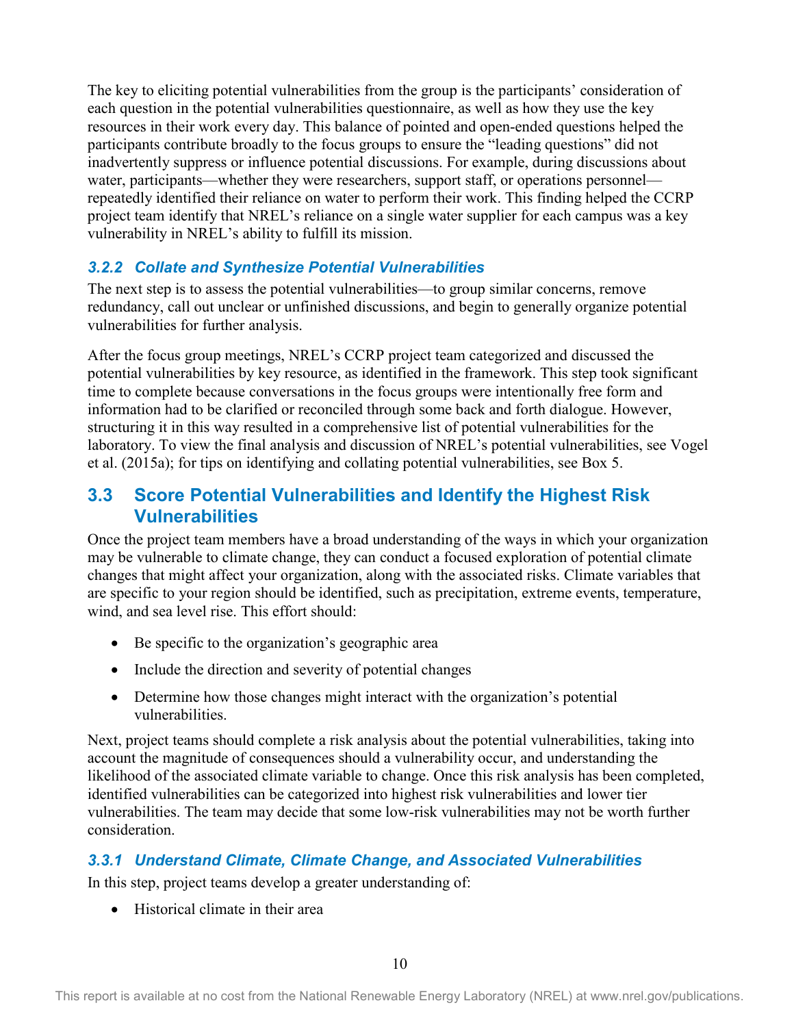The key to eliciting potential vulnerabilities from the group is the participants' consideration of each question in the potential vulnerabilities questionnaire, as well as how they use the key resources in their work every day. This balance of pointed and open-ended questions helped the participants contribute broadly to the focus groups to ensure the "leading questions" did not inadvertently suppress or influence potential discussions. For example, during discussions about water, participants—whether they were researchers, support staff, or operations personnel—repeatedly identified their reliance on water to perform their work. This finding helped the CCRP project team identify that NREL's reliance on a single water supplier for each campus was a key vulnerability in NREL's ability to fulfill its mission.

### *3.2.2 Collate and Synthesize Potential Vulnerabilities*

The next step is to assess the potential vulnerabilities—to group similar concerns, remove redundancy, call out unclear or unfinished discussions, and begin to generally organize potential vulnerabilities for further analysis.

After the focus group meetings, NREL's CCRP project team categorized and discussed the potential vulnerabilities by key resource, as identified in the framework. This step took significant time to complete because conversations in the focus groups were intentionally free form and information had to be clarified or reconciled through some back and forth dialogue. However, structuring it in this way resulted in a comprehensive list of potential vulnerabilities for the laboratory. To view the final analysis and discussion of NREL's potential vulnerabilities, see Vogel et al. (2015a); for tips on identifying and collating potential vulnerabilities, see Box 5.

## 3.3 Score Potential Vulnerabilities and Identify the Highest Risk Vulnerabilities

Once the project team members have a broad understanding of the ways in which your organization may be vulnerable to climate change, they can conduct a focused exploration of potential climate changes that might affect your organization, along with the associated risks. Climate variables that are specific to your region should be identified, such as precipitation, extreme events, temperature, wind, and sea level rise. This effort should:

- Be specific to the organization's geographic area
- Include the direction and severity of potential changes
- Determine how those changes might interact with the organization's potential vulnerabilities.

Next, project teams should complete a risk analysis about the potential vulnerabilities, taking into account the magnitude of consequences should a vulnerability occur, and understanding the likelihood of the associated climate variable to change. Once this risk analysis has been completed, identified vulnerabilities can be categorized into highest risk vulnerabilities and lower tier vulnerabilities. The team may decide that some low-risk vulnerabilities may not be worth further consideration.

### *3.3.1 Understand Climate, Climate Change, and Associated Vulnerabilities*

In this step, project teams develop a greater understanding of:

- Historical climate in their area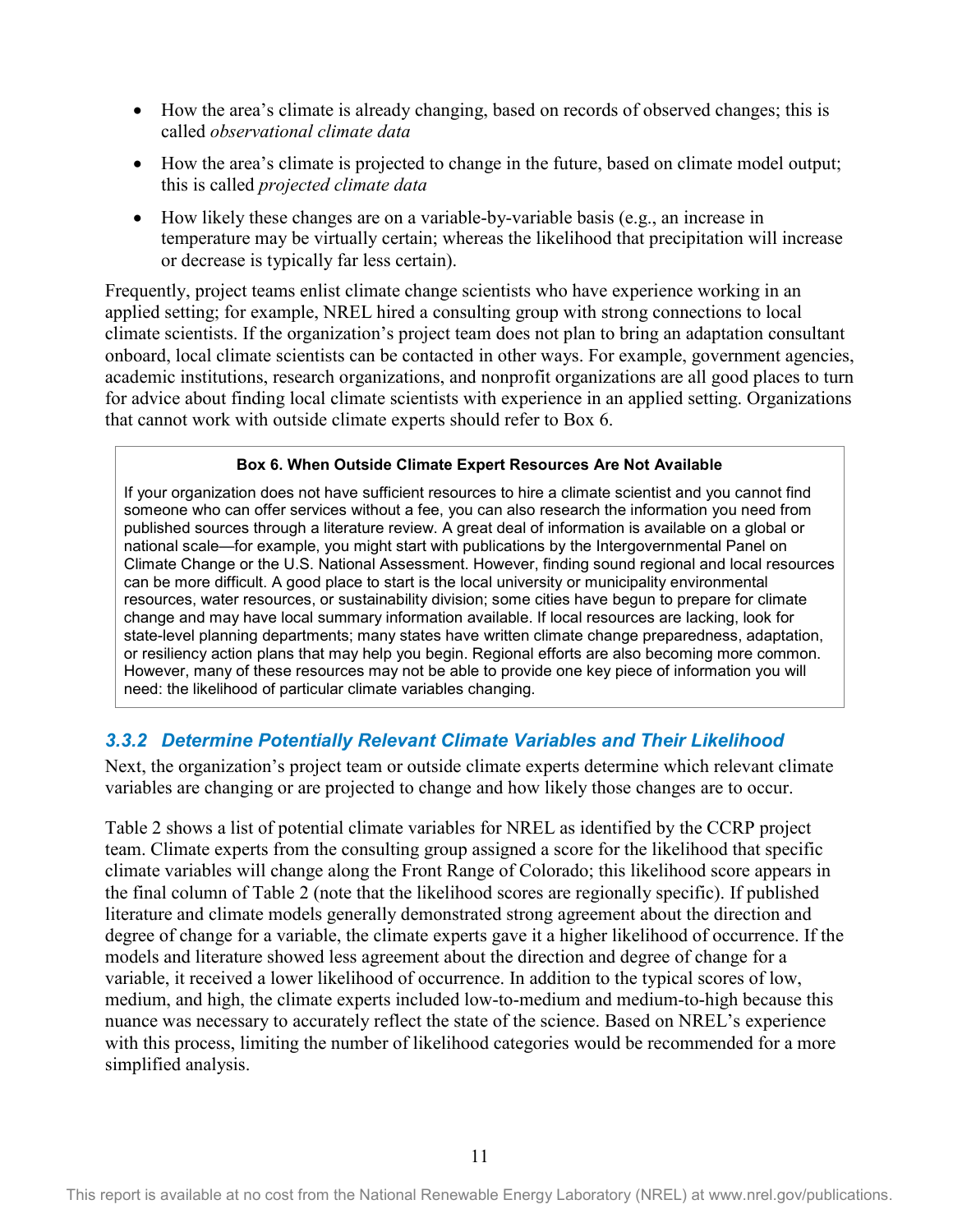- How the area's climate is already changing, based on records of observed changes; this is called *observational climate data*
- How the area's climate is projected to change in the future, based on climate model output; this is called *projected climate data*
- How likely these changes are on a variable-by-variable basis (e.g., an increase in temperature may be virtually certain; whereas the likelihood that precipitation will increase or decrease is typically far less certain).

Frequently, project teams enlist climate change scientists who have experience working in an applied setting; for example, NREL hired a consulting group with strong connections to local climate scientists. If the organization's project team does not plan to bring an adaptation consultant onboard, local climate scientists can be contacted in other ways. For example, government agencies, academic institutions, research organizations, and nonprofit organizations are all good places to turn for advice about finding local climate scientists with experience in an applied setting. Organizations that cannot work with outside climate experts should refer to Box 6.

> **Box 6. When Outside Climate Expert Resources Are Not Available**
>
> If your organization does not have sufficient resources to hire a climate scientist and you cannot find someone who can offer services without a fee, you can also research the information you need from published sources through a literature review. A great deal of information is available on a global or national scale—for example, you might start with publications by the Intergovernmental Panel on Climate Change or the U.S. National Assessment. However, finding sound regional and local resources can be more difficult. A good place to start is the local university or municipality environmental resources, water resources, or sustainability division; some cities have begun to prepare for climate change and may have local summary information available. If local resources are lacking, look for state-level planning departments; many states have written climate change preparedness, adaptation, or resiliency action plans that may help you begin. Regional efforts are also becoming more common. However, many of these resources may not be able to provide one key piece of information you will need: the likelihood of particular climate variables changing.

### 3.3.2 Determine Potentially Relevant Climate Variables and Their Likelihood

Next, the organization's project team or outside climate experts determine which relevant climate variables are changing or are projected to change and how likely those changes are to occur.

Table 2 shows a list of potential climate variables for NREL as identified by the CCRP project team. Climate experts from the consulting group assigned a score for the likelihood that specific climate variables will change along the Front Range of Colorado; this likelihood score appears in the final column of Table 2 (note that the likelihood scores are regionally specific). If published literature and climate models generally demonstrated strong agreement about the direction and degree of change for a variable, the climate experts gave it a higher likelihood of occurrence. If the models and literature showed less agreement about the direction and degree of change for a variable, it received a lower likelihood of occurrence. In addition to the typical scores of low, medium, and high, the climate experts included low-to-medium and medium-to-high because this nuance was necessary to accurately reflect the state of the science. Based on NREL's experience with this process, limiting the number of likelihood categories would be recommended for a more simplified analysis.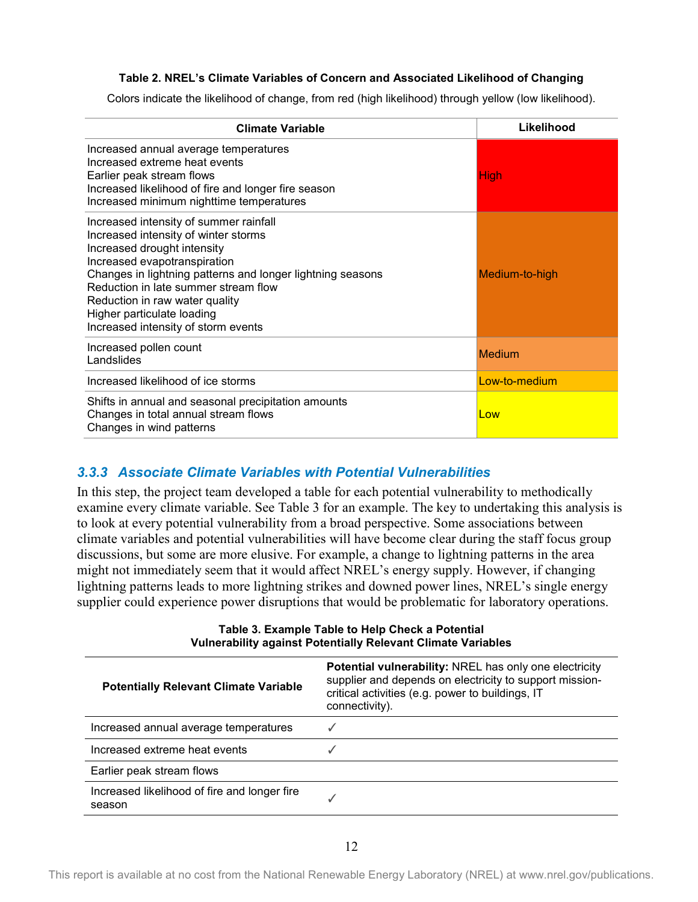**Table 2. NREL's Climate Variables of Concern and Associated Likelihood of Changing**

Colors indicate the likelihood of change, from red (high likelihood) through yellow (low likelihood).

| Climate Variable | Likelihood |
|---|---|
| Increased annual average temperatures<br>Increased extreme heat events<br>Earlier peak stream flows<br>Increased likelihood of fire and longer fire season<br>Increased minimum nighttime temperatures | High |
| Increased intensity of summer rainfall<br>Increased intensity of winter storms<br>Increased drought intensity<br>Increased evapotranspiration<br>Changes in lightning patterns and longer lightning seasons<br>Reduction in late summer stream flow<br>Reduction in raw water quality<br>Higher particulate loading<br>Increased intensity of storm events | Medium-to-high |
| Increased pollen count<br>Landslides | Medium |
| Increased likelihood of ice storms | Low-to-medium |
| Shifts in annual and seasonal precipitation amounts<br>Changes in total annual stream flows<br>Changes in wind patterns | Low |

### *3.3.3 Associate Climate Variables with Potential Vulnerabilities*

In this step, the project team developed a table for each potential vulnerability to methodically examine every climate variable. See Table 3 for an example. The key to undertaking this analysis is to look at every potential vulnerability from a broad perspective. Some associations between climate variables and potential vulnerabilities will have become clear during the staff focus group discussions, but some are more elusive. For example, a change to lightning patterns in the area might not immediately seem that it would affect NREL's energy supply. However, if changing lightning patterns leads to more lightning strikes and downed power lines, NREL's single energy supplier could experience power disruptions that would be problematic for laboratory operations.

**Table 3. Example Table to Help Check a Potential Vulnerability against Potentially Relevant Climate Variables**

| Potentially Relevant Climate Variable | **Potential vulnerability:** NREL has only one electricity supplier and depends on electricity to support mission-critical activities (e.g. power to buildings, IT connectivity). |
|---|---|
| Increased annual average temperatures | ✓ |
| Increased extreme heat events | ✓ |
| Earlier peak stream flows | |
| Increased likelihood of fire and longer fire season | ✓ |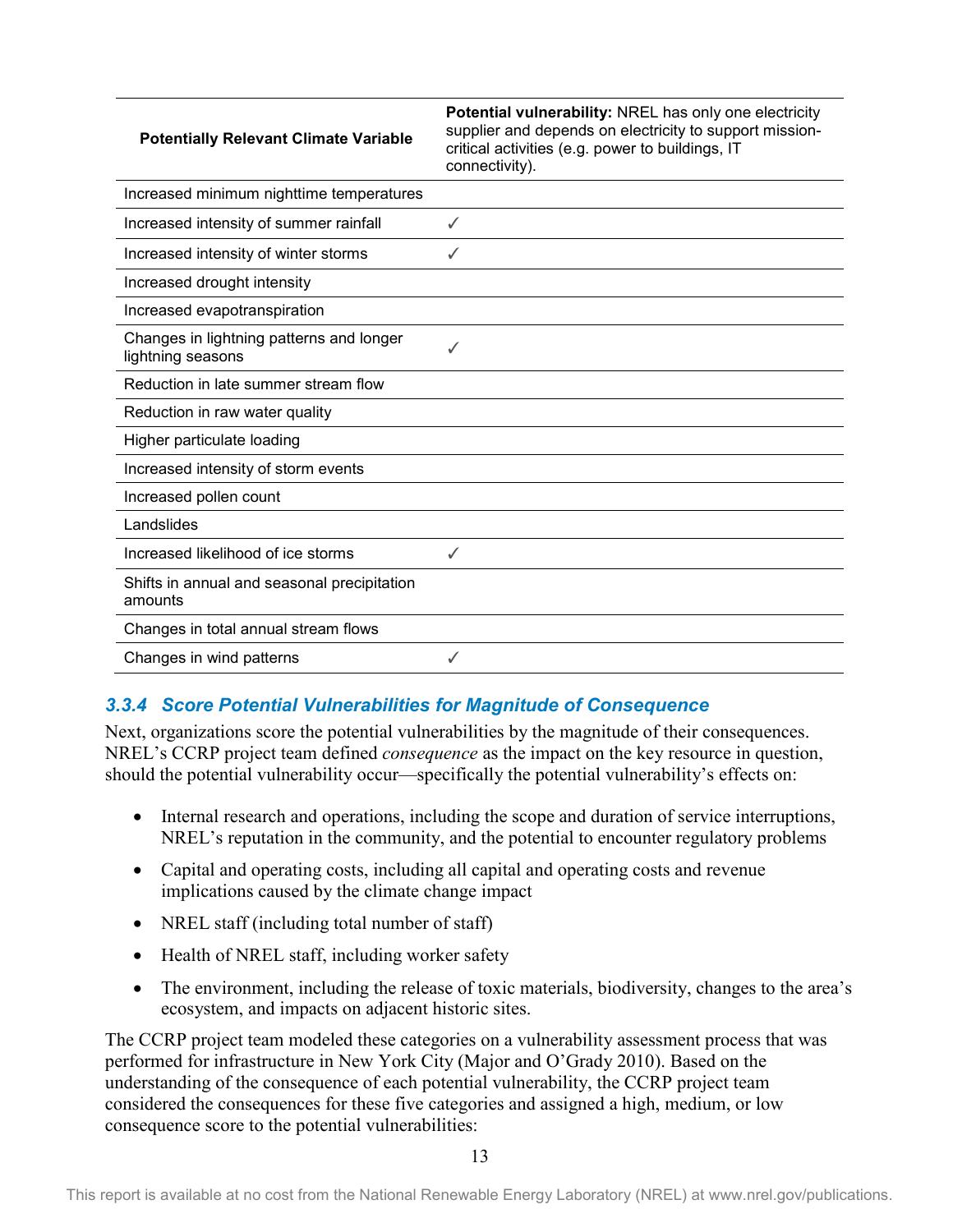| Potentially Relevant Climate Variable | **Potential vulnerability:** NREL has only one electricity supplier and depends on electricity to support mission-critical activities (e.g. power to buildings, IT connectivity). |
|---|---|
| Increased minimum nighttime temperatures | |
| Increased intensity of summer rainfall | ✓ |
| Increased intensity of winter storms | ✓ |
| Increased drought intensity | |
| Increased evapotranspiration | |
| Changes in lightning patterns and longer lightning seasons | ✓ |
| Reduction in late summer stream flow | |
| Reduction in raw water quality | |
| Higher particulate loading | |
| Increased intensity of storm events | |
| Increased pollen count | |
| Landslides | |
| Increased likelihood of ice storms | ✓ |
| Shifts in annual and seasonal precipitation amounts | |
| Changes in total annual stream flows | |
| Changes in wind patterns | ✓ |

### 3.3.4 Score Potential Vulnerabilities for Magnitude of Consequence

Next, organizations score the potential vulnerabilities by the magnitude of their consequences. NREL's CCRP project team defined *consequence* as the impact on the key resource in question, should the potential vulnerability occur—specifically the potential vulnerability's effects on:

- Internal research and operations, including the scope and duration of service interruptions, NREL's reputation in the community, and the potential to encounter regulatory problems
- Capital and operating costs, including all capital and operating costs and revenue implications caused by the climate change impact
- NREL staff (including total number of staff)
- Health of NREL staff, including worker safety
- The environment, including the release of toxic materials, biodiversity, changes to the area's ecosystem, and impacts on adjacent historic sites.

The CCRP project team modeled these categories on a vulnerability assessment process that was performed for infrastructure in New York City (Major and O'Grady 2010). Based on the understanding of the consequence of each potential vulnerability, the CCRP project team considered the consequences for these five categories and assigned a high, medium, or low consequence score to the potential vulnerabilities: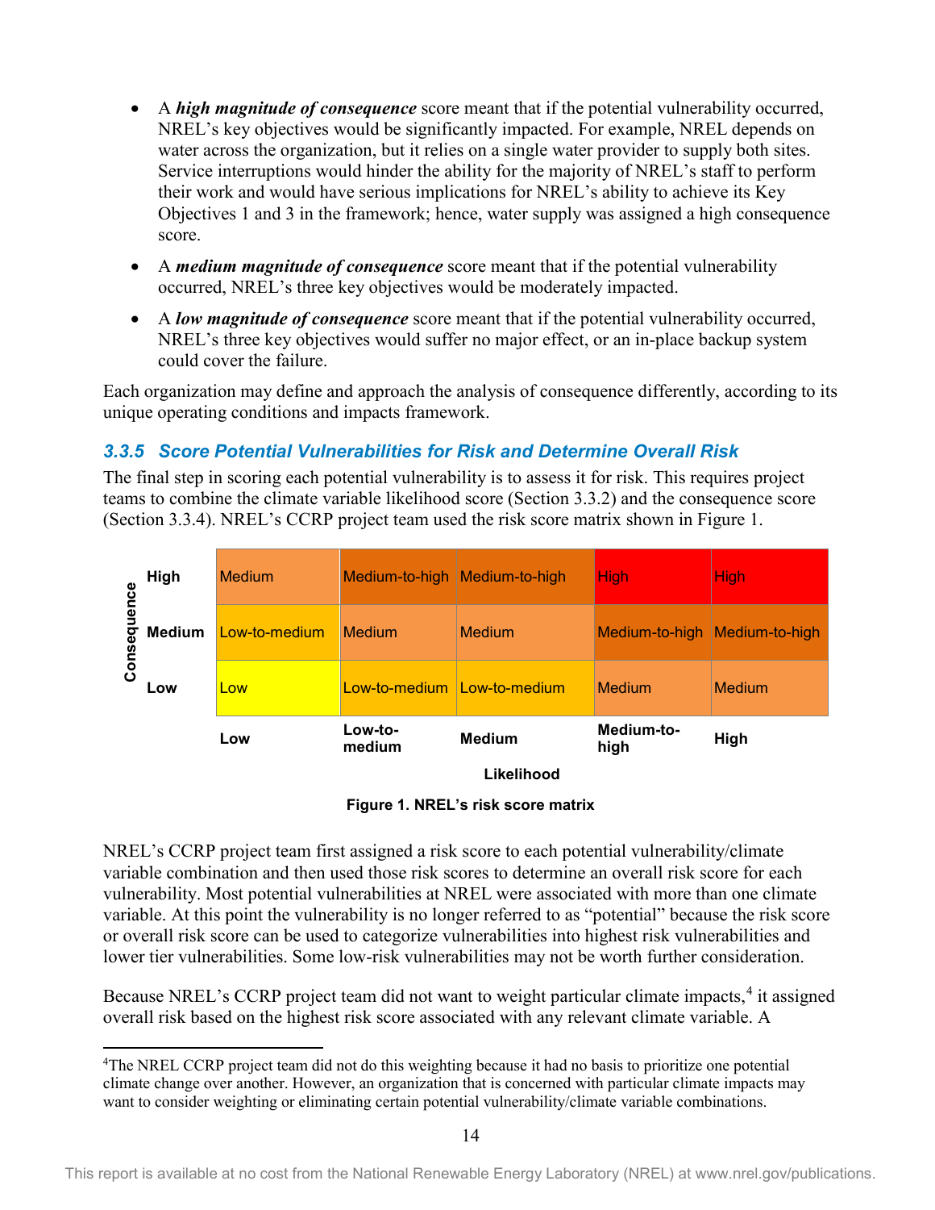- A ***high magnitude of consequence*** score meant that if the potential vulnerability occurred, NREL's key objectives would be significantly impacted. For example, NREL depends on water across the organization, but it relies on a single water provider to supply both sites. Service interruptions would hinder the ability for the majority of NREL's staff to perform their work and would have serious implications for NREL's ability to achieve its Key Objectives 1 and 3 in the framework; hence, water supply was assigned a high consequence score.
- A ***medium magnitude of consequence*** score meant that if the potential vulnerability occurred, NREL's three key objectives would be moderately impacted.
- A ***low magnitude of consequence*** score meant that if the potential vulnerability occurred, NREL's three key objectives would suffer no major effect, or an in-place backup system could cover the failure.

Each organization may define and approach the analysis of consequence differently, according to its unique operating conditions and impacts framework.

### 3.3.5 Score Potential Vulnerabilities for Risk and Determine Overall Risk

The final step in scoring each potential vulnerability is to assess it for risk. This requires project teams to combine the climate variable likelihood score (Section 3.3.2) and the consequence score (Section 3.3.4). NREL's CCRP project team used the risk score matrix shown in Figure 1.

| Consequence \ Likelihood | Low | Low-to-medium | Medium | Medium-to-high | High |
|---|---|---|---|---|---|
| **High** | Medium | Medium-to-high | Medium-to-high | High | High |
| **Medium** | Low-to-medium | Medium | Medium | Medium-to-high | Medium-to-high |
| **Low** | Low | Low-to-medium | Low-to-medium | Medium | Medium |

**Figure 1. NREL's risk score matrix**

NREL's CCRP project team first assigned a risk score to each potential vulnerability/climate variable combination and then used those risk scores to determine an overall risk score for each vulnerability. Most potential vulnerabilities at NREL were associated with more than one climate variable. At this point the vulnerability is no longer referred to as "potential" because the risk score or overall risk score can be used to categorize vulnerabilities into highest risk vulnerabilities and lower tier vulnerabilities. Some low-risk vulnerabilities may not be worth further consideration.

Because NREL's CCRP project team did not want to weight particular climate impacts,[4] it assigned overall risk based on the highest risk score associated with any relevant climate variable. A

[4]The NREL CCRP project team did not do this weighting because it had no basis to prioritize one potential climate change over another. However, an organization that is concerned with particular climate impacts may want to consider weighting or eliminating certain potential vulnerability/climate variable combinations.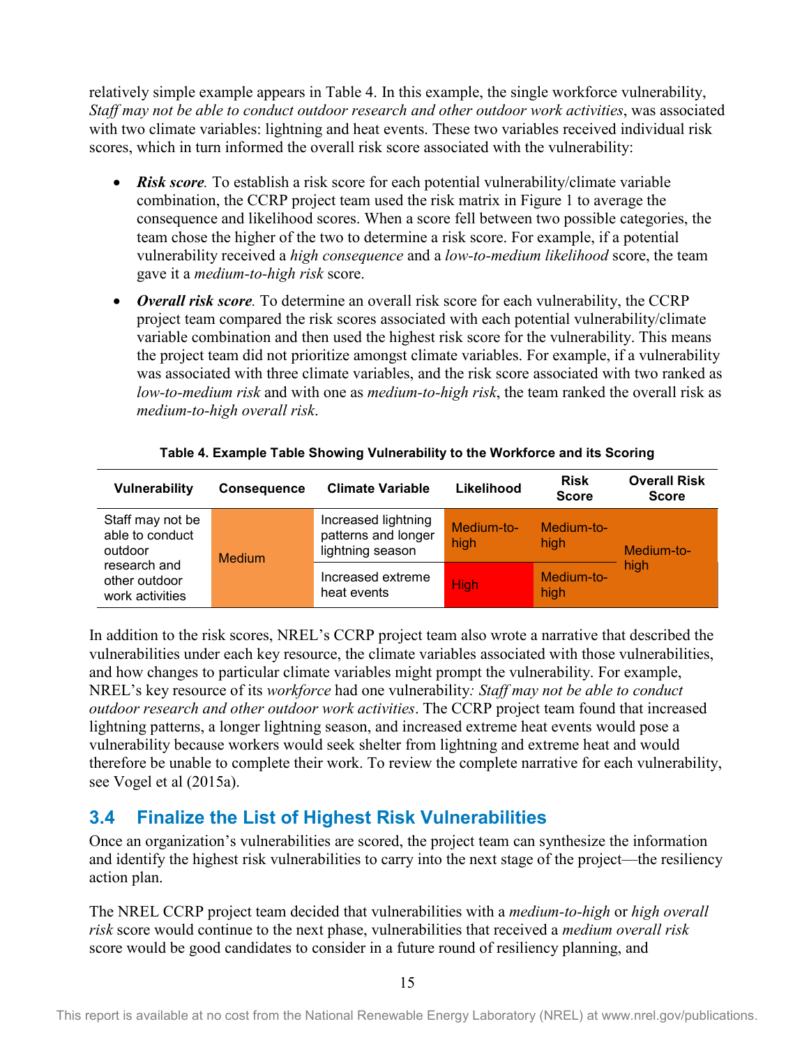relatively simple example appears in Table 4. In this example, the single workforce vulnerability, *Staff may not be able to conduct outdoor research and other outdoor work activities*, was associated with two climate variables: lightning and heat events. These two variables received individual risk scores, which in turn informed the overall risk score associated with the vulnerability:

- ***Risk score****.* To establish a risk score for each potential vulnerability/climate variable combination, the CCRP project team used the risk matrix in Figure 1 to average the consequence and likelihood scores. When a score fell between two possible categories, the team chose the higher of the two to determine a risk score. For example, if a potential vulnerability received a *high consequence* and a *low-to-medium likelihood* score, the team gave it a *medium-to-high risk* score.
- ***Overall risk score****.* To determine an overall risk score for each vulnerability, the CCRP project team compared the risk scores associated with each potential vulnerability/climate variable combination and then used the highest risk score for the vulnerability. This means the project team did not prioritize amongst climate variables. For example, if a vulnerability was associated with three climate variables, and the risk score associated with two ranked as *low-to-medium risk* and with one as *medium-to-high risk*, the team ranked the overall risk as *medium-to-high overall risk*.

**Table 4. Example Table Showing Vulnerability to the Workforce and its Scoring**

| Vulnerability | Consequence | Climate Variable | Likelihood | Risk Score | Overall Risk Score |
|---|---|---|---|---|---|
| Staff may not be able to conduct outdoor research and other outdoor work activities | Medium | Increased lightning patterns and longer lightning season | Medium-to-high | Medium-to-high | Medium-to-high |
| | | Increased extreme heat events | High | Medium-to-high | |

In addition to the risk scores, NREL's CCRP project team also wrote a narrative that described the vulnerabilities under each key resource, the climate variables associated with those vulnerabilities, and how changes to particular climate variables might prompt the vulnerability. For example, NREL's key resource of its *workforce* had one vulnerability*: Staff may not be able to conduct outdoor research and other outdoor work activities*. The CCRP project team found that increased lightning patterns, a longer lightning season, and increased extreme heat events would pose a vulnerability because workers would seek shelter from lightning and extreme heat and would therefore be unable to complete their work. To review the complete narrative for each vulnerability, see Vogel et al (2015a).

## 3.4 Finalize the List of Highest Risk Vulnerabilities

Once an organization's vulnerabilities are scored, the project team can synthesize the information and identify the highest risk vulnerabilities to carry into the next stage of the project—the resiliency action plan.

The NREL CCRP project team decided that vulnerabilities with a *medium-to-high* or *high overall risk* score would continue to the next phase, vulnerabilities that received a *medium overall risk* score would be good candidates to consider in a future round of resiliency planning, and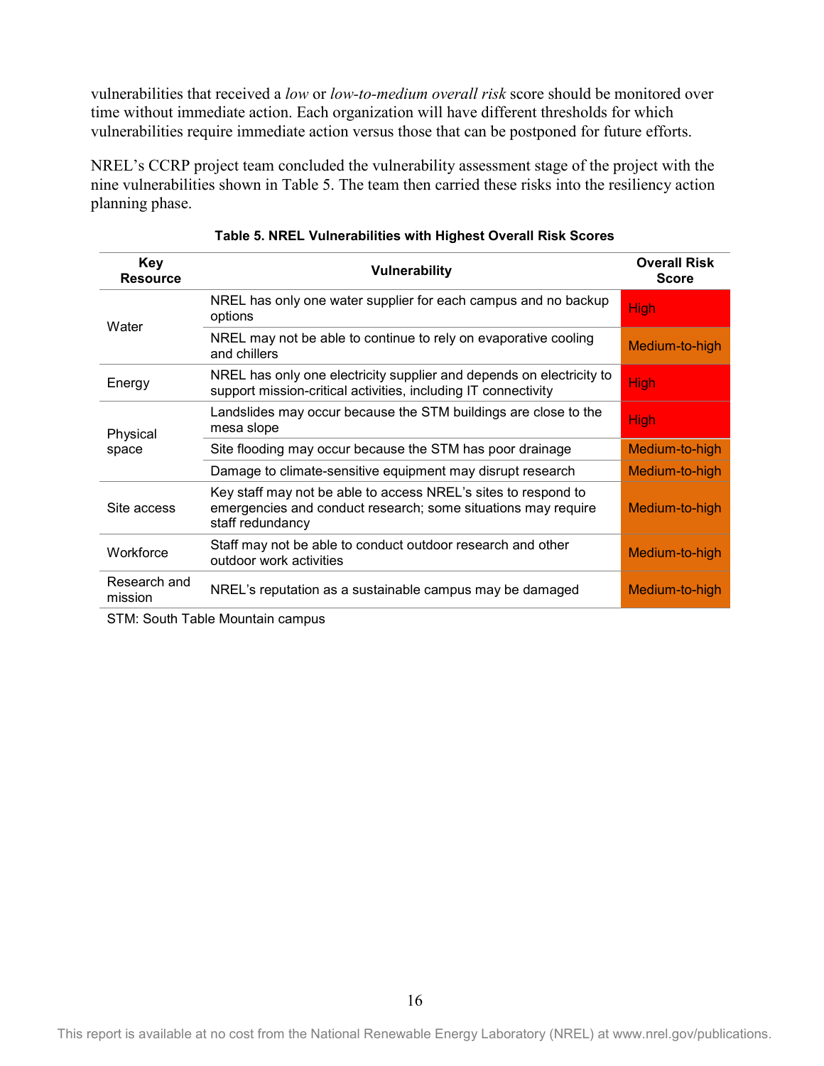vulnerabilities that received a *low* or *low-to-medium overall risk* score should be monitored over time without immediate action. Each organization will have different thresholds for which vulnerabilities require immediate action versus those that can be postponed for future efforts.

NREL's CCRP project team concluded the vulnerability assessment stage of the project with the nine vulnerabilities shown in Table 5. The team then carried these risks into the resiliency action planning phase.

**Table 5. NREL Vulnerabilities with Highest Overall Risk Scores**

| Key Resource | Vulnerability | Overall Risk Score |
|---|---|---|
| Water | NREL has only one water supplier for each campus and no backup options | High |
| | NREL may not be able to continue to rely on evaporative cooling and chillers | Medium-to-high |
| Energy | NREL has only one electricity supplier and depends on electricity to support mission-critical activities, including IT connectivity | High |
| Physical space | Landslides may occur because the STM buildings are close to the mesa slope | High |
| | Site flooding may occur because the STM has poor drainage | Medium-to-high |
| | Damage to climate-sensitive equipment may disrupt research | Medium-to-high |
| Site access | Key staff may not be able to access NREL's sites to respond to emergencies and conduct research; some situations may require staff redundancy | Medium-to-high |
| Workforce | Staff may not be able to conduct outdoor research and other outdoor work activities | Medium-to-high |
| Research and mission | NREL's reputation as a sustainable campus may be damaged | Medium-to-high |

STM: South Table Mountain campus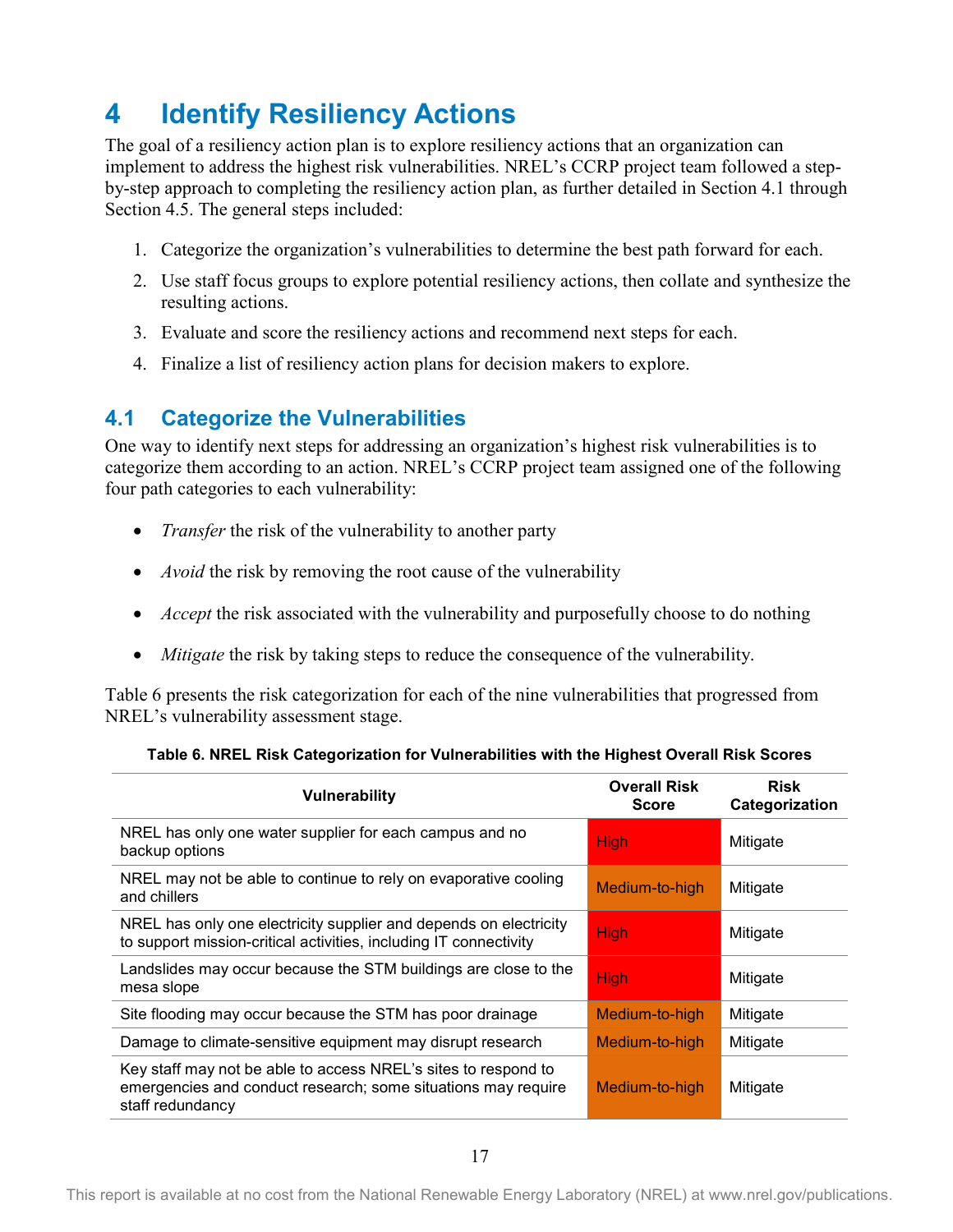# 4 Identify Resiliency Actions

The goal of a resiliency action plan is to explore resiliency actions that an organization can implement to address the highest risk vulnerabilities. NREL's CCRP project team followed a step-by-step approach to completing the resiliency action plan, as further detailed in Section 4.1 through Section 4.5. The general steps included:

1. Categorize the organization's vulnerabilities to determine the best path forward for each.
2. Use staff focus groups to explore potential resiliency actions, then collate and synthesize the resulting actions.
3. Evaluate and score the resiliency actions and recommend next steps for each.
4. Finalize a list of resiliency action plans for decision makers to explore.

## 4.1 Categorize the Vulnerabilities

One way to identify next steps for addressing an organization's highest risk vulnerabilities is to categorize them according to an action. NREL's CCRP project team assigned one of the following four path categories to each vulnerability:

- *Transfer* the risk of the vulnerability to another party
- *Avoid* the risk by removing the root cause of the vulnerability
- *Accept* the risk associated with the vulnerability and purposefully choose to do nothing
- *Mitigate* the risk by taking steps to reduce the consequence of the vulnerability.

Table 6 presents the risk categorization for each of the nine vulnerabilities that progressed from NREL's vulnerability assessment stage.

**Table 6. NREL Risk Categorization for Vulnerabilities with the Highest Overall Risk Scores**

| Vulnerability | Overall Risk Score | Risk Categorization |
|---|---|---|
| NREL has only one water supplier for each campus and no backup options | High | Mitigate |
| NREL may not be able to continue to rely on evaporative cooling and chillers | Medium-to-high | Mitigate |
| NREL has only one electricity supplier and depends on electricity to support mission-critical activities, including IT connectivity | High | Mitigate |
| Landslides may occur because the STM buildings are close to the mesa slope | High | Mitigate |
| Site flooding may occur because the STM has poor drainage | Medium-to-high | Mitigate |
| Damage to climate-sensitive equipment may disrupt research | Medium-to-high | Mitigate |
| Key staff may not be able to access NREL's sites to respond to emergencies and conduct research; some situations may require staff redundancy | Medium-to-high | Mitigate |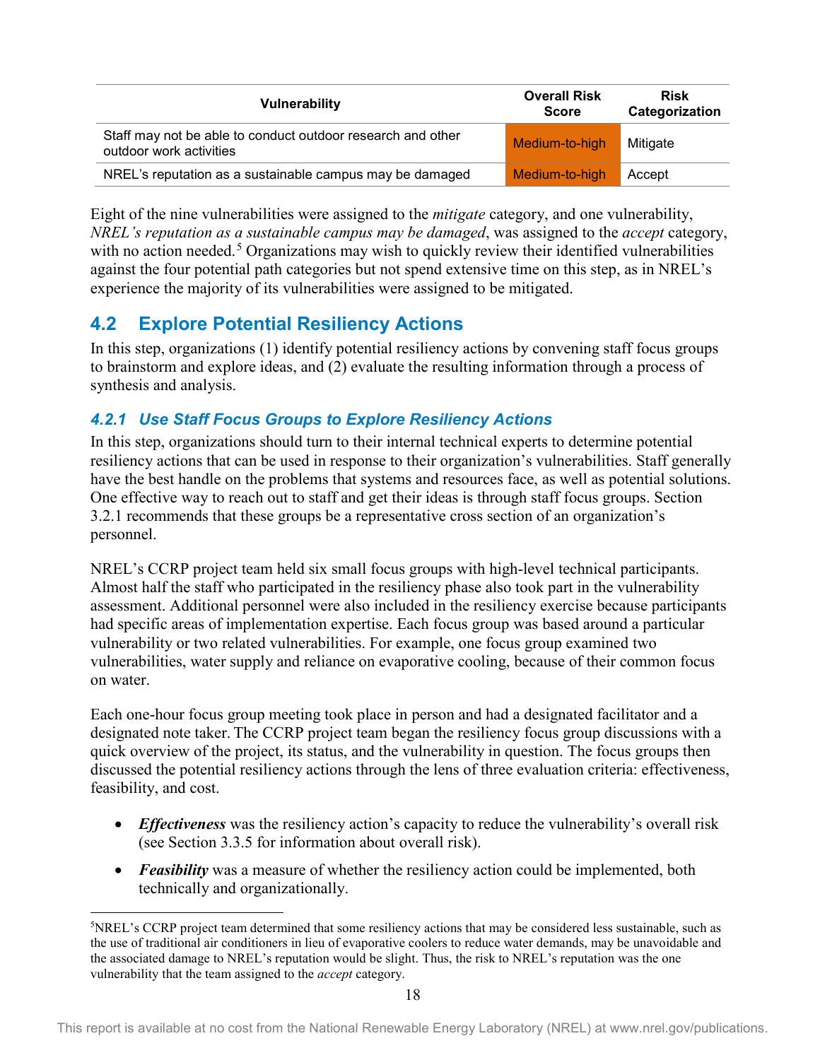| Vulnerability | Overall Risk Score | Risk Categorization |
| --- | --- | --- |
| Staff may not be able to conduct outdoor research and other outdoor work activities | Medium-to-high | Mitigate |
| NREL's reputation as a sustainable campus may be damaged | Medium-to-high | Accept |

Eight of the nine vulnerabilities were assigned to the *mitigate* category, and one vulnerability, *NREL's reputation as a sustainable campus may be damaged*, was assigned to the *accept* category, with no action needed.[5] Organizations may wish to quickly review their identified vulnerabilities against the four potential path categories but not spend extensive time on this step, as in NREL's experience the majority of its vulnerabilities were assigned to be mitigated.

## 4.2 Explore Potential Resiliency Actions

In this step, organizations (1) identify potential resiliency actions by convening staff focus groups to brainstorm and explore ideas, and (2) evaluate the resulting information through a process of synthesis and analysis.

### *4.2.1 Use Staff Focus Groups to Explore Resiliency Actions*

In this step, organizations should turn to their internal technical experts to determine potential resiliency actions that can be used in response to their organization's vulnerabilities. Staff generally have the best handle on the problems that systems and resources face, as well as potential solutions. One effective way to reach out to staff and get their ideas is through staff focus groups. Section 3.2.1 recommends that these groups be a representative cross section of an organization's personnel.

NREL's CCRP project team held six small focus groups with high-level technical participants. Almost half the staff who participated in the resiliency phase also took part in the vulnerability assessment. Additional personnel were also included in the resiliency exercise because participants had specific areas of implementation expertise. Each focus group was based around a particular vulnerability or two related vulnerabilities. For example, one focus group examined two vulnerabilities, water supply and reliance on evaporative cooling, because of their common focus on water.

Each one-hour focus group meeting took place in person and had a designated facilitator and a designated note taker. The CCRP project team began the resiliency focus group discussions with a quick overview of the project, its status, and the vulnerability in question. The focus groups then discussed the potential resiliency actions through the lens of three evaluation criteria: effectiveness, feasibility, and cost.

- ***Effectiveness*** was the resiliency action's capacity to reduce the vulnerability's overall risk (see Section 3.3.5 for information about overall risk).
- ***Feasibility*** was a measure of whether the resiliency action could be implemented, both technically and organizationally.

[5] NREL's CCRP project team determined that some resiliency actions that may be considered less sustainable, such as the use of traditional air conditioners in lieu of evaporative coolers to reduce water demands, may be unavoidable and the associated damage to NREL's reputation would be slight. Thus, the risk to NREL's reputation was the one vulnerability that the team assigned to the *accept* category.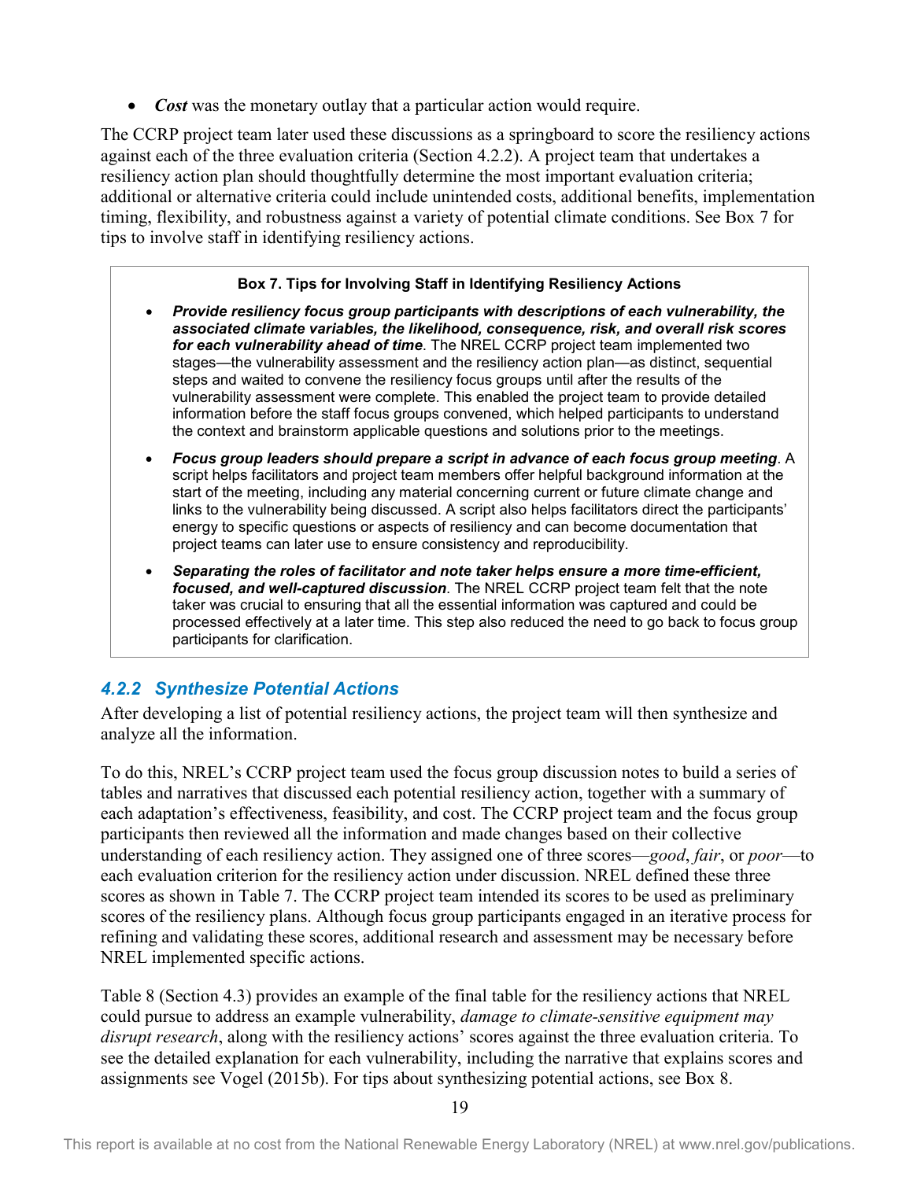- ***Cost*** was the monetary outlay that a particular action would require.

The CCRP project team later used these discussions as a springboard to score the resiliency actions against each of the three evaluation criteria (Section 4.2.2). A project team that undertakes a resiliency action plan should thoughtfully determine the most important evaluation criteria; additional or alternative criteria could include unintended costs, additional benefits, implementation timing, flexibility, and robustness against a variety of potential climate conditions. See Box 7 for tips to involve staff in identifying resiliency actions.

> **Box 7. Tips for Involving Staff in Identifying Resiliency Actions**
>
> - ***Provide resiliency focus group participants with descriptions of each vulnerability, the associated climate variables, the likelihood, consequence, risk, and overall risk scores for each vulnerability ahead of time***. The NREL CCRP project team implemented two stages—the vulnerability assessment and the resiliency action plan—as distinct, sequential steps and waited to convene the resiliency focus groups until after the results of the vulnerability assessment were complete. This enabled the project team to provide detailed information before the staff focus groups convened, which helped participants to understand the context and brainstorm applicable questions and solutions prior to the meetings.
> - ***Focus group leaders should prepare a script in advance of each focus group meeting***. A script helps facilitators and project team members offer helpful background information at the start of the meeting, including any material concerning current or future climate change and links to the vulnerability being discussed. A script also helps facilitators direct the participants' energy to specific questions or aspects of resiliency and can become documentation that project teams can later use to ensure consistency and reproducibility.
> - ***Separating the roles of facilitator and note taker helps ensure a more time-efficient, focused, and well-captured discussion***. The NREL CCRP project team felt that the note taker was crucial to ensuring that all the essential information was captured and could be processed effectively at a later time. This step also reduced the need to go back to focus group participants for clarification.

### *4.2.2 Synthesize Potential Actions*

After developing a list of potential resiliency actions, the project team will then synthesize and analyze all the information.

To do this, NREL's CCRP project team used the focus group discussion notes to build a series of tables and narratives that discussed each potential resiliency action, together with a summary of each adaptation's effectiveness, feasibility, and cost. The CCRP project team and the focus group participants then reviewed all the information and made changes based on their collective understanding of each resiliency action. They assigned one of three scores—*good*, *fair*, or *poor*—to each evaluation criterion for the resiliency action under discussion. NREL defined these three scores as shown in Table 7. The CCRP project team intended its scores to be used as preliminary scores of the resiliency plans. Although focus group participants engaged in an iterative process for refining and validating these scores, additional research and assessment may be necessary before NREL implemented specific actions.

Table 8 (Section 4.3) provides an example of the final table for the resiliency actions that NREL could pursue to address an example vulnerability, *damage to climate-sensitive equipment may disrupt research*, along with the resiliency actions' scores against the three evaluation criteria. To see the detailed explanation for each vulnerability, including the narrative that explains scores and assignments see Vogel (2015b). For tips about synthesizing potential actions, see Box 8.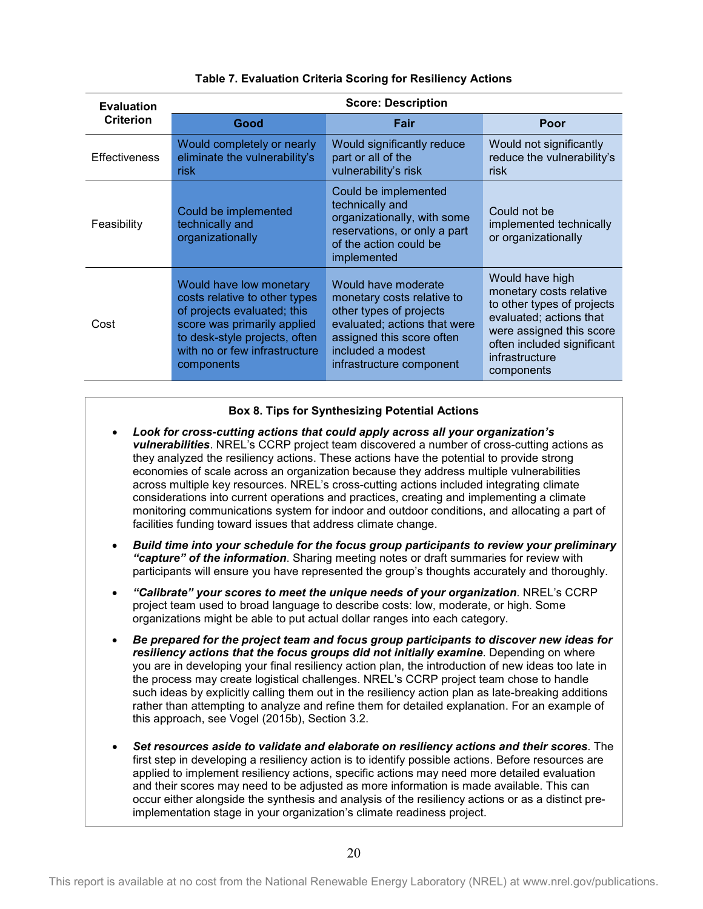**Table 7. Evaluation Criteria Scoring for Resiliency Actions**

| Evaluation Criterion | Score: Description | | |
|---|---|---|---|
| | **Good** | **Fair** | **Poor** |
| Effectiveness | Would completely or nearly eliminate the vulnerability's risk | Would significantly reduce part or all of the vulnerability's risk | Would not significantly reduce the vulnerability's risk |
| Feasibility | Could be implemented technically and organizationally | Could be implemented technically and organizationally, with some reservations, or only a part of the action could be implemented | Could not be implemented technically or organizationally |
| Cost | Would have low monetary costs relative to other types of projects evaluated; this score was primarily applied to desk-style projects, often with no or few infrastructure components | Would have moderate monetary costs relative to other types of projects evaluated; actions that were assigned this score often included a modest infrastructure component | Would have high monetary costs relative to other types of projects evaluated; actions that were assigned this score often included significant infrastructure components |

**Box 8. Tips for Synthesizing Potential Actions**

- ***Look for cross-cutting actions that could apply across all your organization's vulnerabilities***. NREL's CCRP project team discovered a number of cross-cutting actions as they analyzed the resiliency actions. These actions have the potential to provide strong economies of scale across an organization because they address multiple vulnerabilities across multiple key resources. NREL's cross-cutting actions included integrating climate considerations into current operations and practices, creating and implementing a climate monitoring communications system for indoor and outdoor conditions, and allocating a part of facilities funding toward issues that address climate change.

- ***Build time into your schedule for the focus group participants to review your preliminary "capture" of the information***. Sharing meeting notes or draft summaries for review with participants will ensure you have represented the group's thoughts accurately and thoroughly.

- ***"Calibrate" your scores to meet the unique needs of your organization***. NREL's CCRP project team used to broad language to describe costs: low, moderate, or high. Some organizations might be able to put actual dollar ranges into each category.

- ***Be prepared for the project team and focus group participants to discover new ideas for resiliency actions that the focus groups did not initially examine***. Depending on where you are in developing your final resiliency action plan, the introduction of new ideas too late in the process may create logistical challenges. NREL's CCRP project team chose to handle such ideas by explicitly calling them out in the resiliency action plan as late-breaking additions rather than attempting to analyze and refine them for detailed explanation. For an example of this approach, see Vogel (2015b), Section 3.2.

- ***Set resources aside to validate and elaborate on resiliency actions and their scores***. The first step in developing a resiliency action is to identify possible actions. Before resources are applied to implement resiliency actions, specific actions may need more detailed evaluation and their scores may need to be adjusted as more information is made available. This can occur either alongside the synthesis and analysis of the resiliency actions or as a distinct pre-implementation stage in your organization's climate readiness project.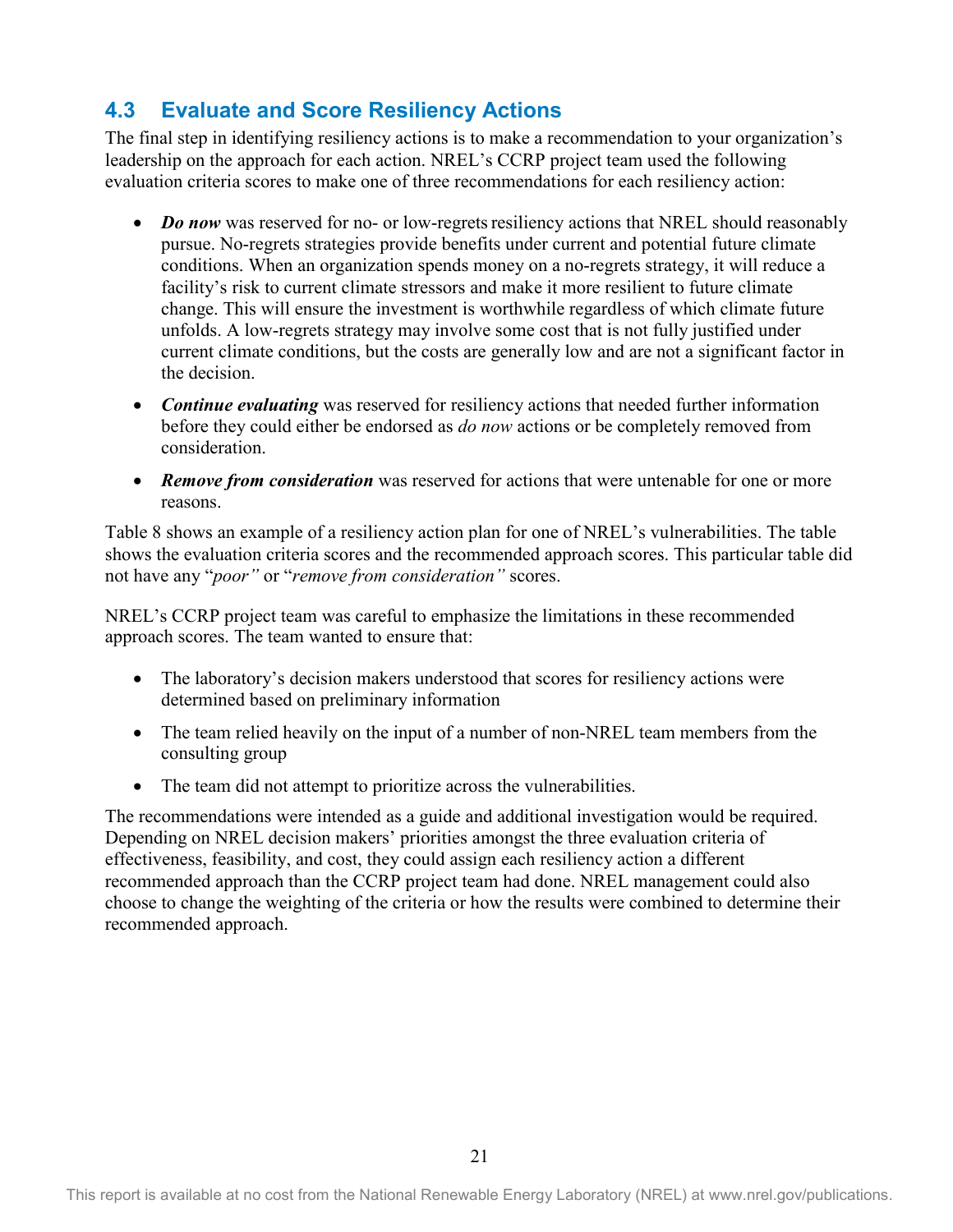## 4.3 Evaluate and Score Resiliency Actions

The final step in identifying resiliency actions is to make a recommendation to your organization's leadership on the approach for each action. NREL's CCRP project team used the following evaluation criteria scores to make one of three recommendations for each resiliency action:

- ***Do now*** was reserved for no- or low-regrets resiliency actions that NREL should reasonably pursue. No-regrets strategies provide benefits under current and potential future climate conditions. When an organization spends money on a no-regrets strategy, it will reduce a facility's risk to current climate stressors and make it more resilient to future climate change. This will ensure the investment is worthwhile regardless of which climate future unfolds. A low-regrets strategy may involve some cost that is not fully justified under current climate conditions, but the costs are generally low and are not a significant factor in the decision.
- ***Continue evaluating*** was reserved for resiliency actions that needed further information before they could either be endorsed as *do now* actions or be completely removed from consideration.
- ***Remove from consideration*** was reserved for actions that were untenable for one or more reasons.

Table 8 shows an example of a resiliency action plan for one of NREL's vulnerabilities. The table shows the evaluation criteria scores and the recommended approach scores. This particular table did not have any "*poor"* or "*remove from consideration"* scores.

NREL's CCRP project team was careful to emphasize the limitations in these recommended approach scores. The team wanted to ensure that:

- The laboratory's decision makers understood that scores for resiliency actions were determined based on preliminary information
- The team relied heavily on the input of a number of non-NREL team members from the consulting group
- The team did not attempt to prioritize across the vulnerabilities.

The recommendations were intended as a guide and additional investigation would be required. Depending on NREL decision makers' priorities amongst the three evaluation criteria of effectiveness, feasibility, and cost, they could assign each resiliency action a different recommended approach than the CCRP project team had done. NREL management could also choose to change the weighting of the criteria or how the results were combined to determine their recommended approach.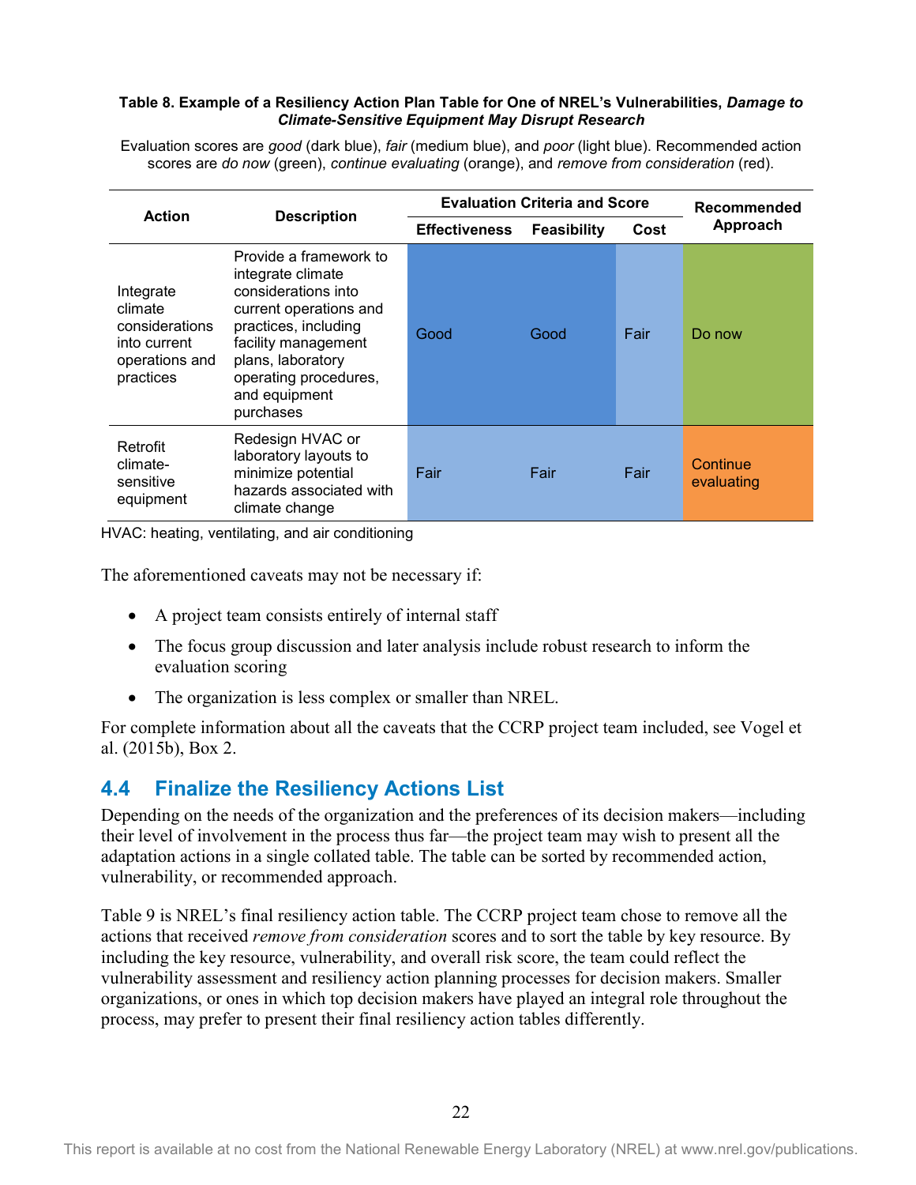**Table 8. Example of a Resiliency Action Plan Table for One of NREL's Vulnerabilities, *Damage to Climate-Sensitive Equipment May Disrupt Research***

Evaluation scores are *good* (dark blue), *fair* (medium blue), and *poor* (light blue). Recommended action scores are *do now* (green), *continue evaluating* (orange), and *remove from consideration* (red).

| Action | Description | Evaluation Criteria and Score | | | Recommended Approach |
|---|---|---|---|---|---|
| | | Effectiveness | Feasibility | Cost | |
| Integrate climate considerations into current operations and practices | Provide a framework to integrate climate considerations into current operations and practices, including facility management plans, laboratory operating procedures, and equipment purchases | Good | Good | Fair | Do now |
| Retrofit climate-sensitive equipment | Redesign HVAC or laboratory layouts to minimize potential hazards associated with climate change | Fair | Fair | Fair | Continue evaluating |

HVAC: heating, ventilating, and air conditioning

The aforementioned caveats may not be necessary if:

- A project team consists entirely of internal staff
- The focus group discussion and later analysis include robust research to inform the evaluation scoring
- The organization is less complex or smaller than NREL.

For complete information about all the caveats that the CCRP project team included, see Vogel et al. (2015b), Box 2.

## 4.4 Finalize the Resiliency Actions List

Depending on the needs of the organization and the preferences of its decision makers—including their level of involvement in the process thus far—the project team may wish to present all the adaptation actions in a single collated table. The table can be sorted by recommended action, vulnerability, or recommended approach.

Table 9 is NREL's final resiliency action table. The CCRP project team chose to remove all the actions that received *remove from consideration* scores and to sort the table by key resource. By including the key resource, vulnerability, and overall risk score, the team could reflect the vulnerability assessment and resiliency action planning processes for decision makers. Smaller organizations, or ones in which top decision makers have played an integral role throughout the process, may prefer to present their final resiliency action tables differently.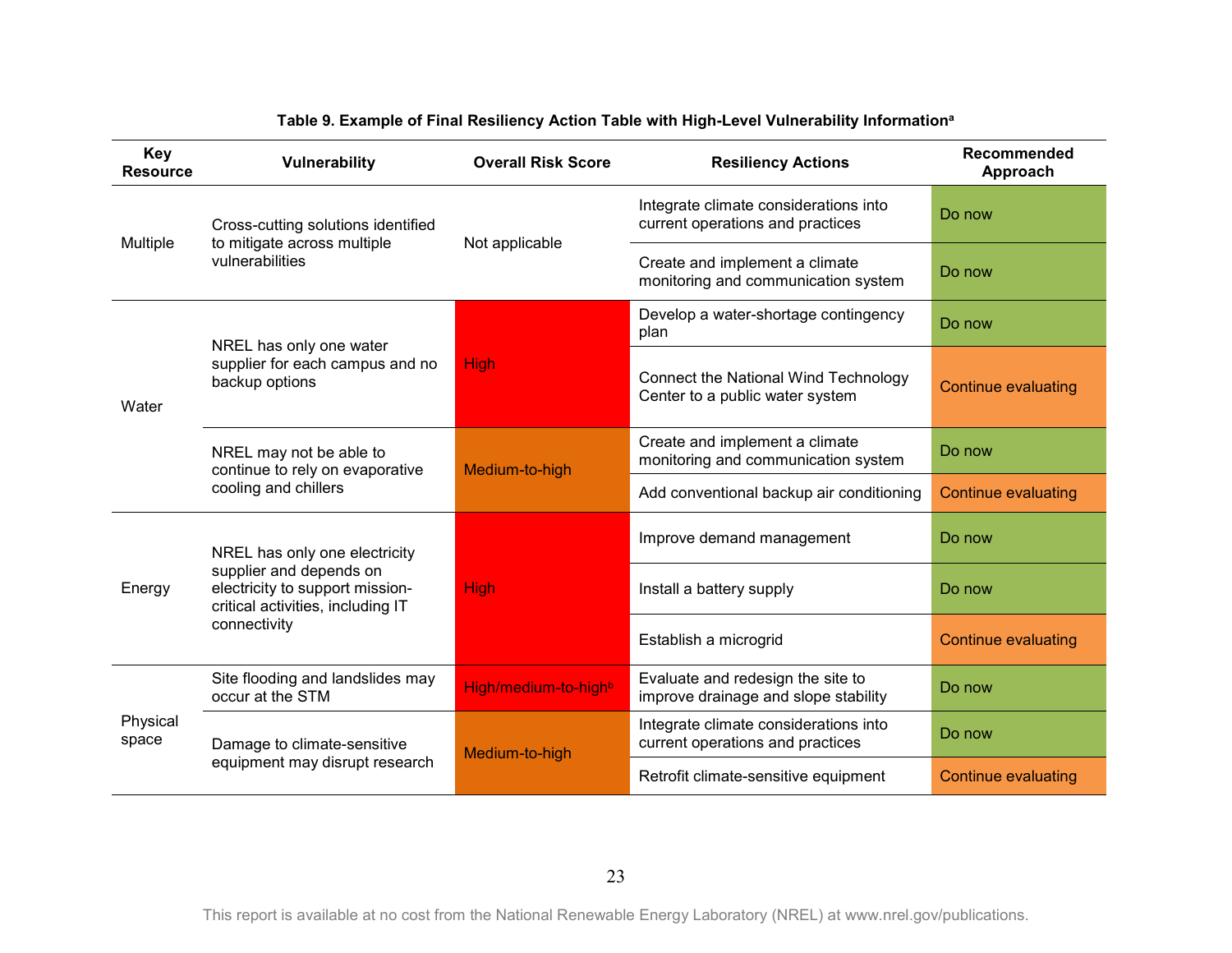**Table 9. Example of Final Resiliency Action Table with High-Level Vulnerability Information[a]**

| Key Resource | Vulnerability | Overall Risk Score | Resiliency Actions | Recommended Approach |
|---|---|---|---|---|
| Multiple | Cross-cutting solutions identified to mitigate across multiple vulnerabilities | Not applicable | Integrate climate considerations into current operations and practices | Do now |
| | | | Create and implement a climate monitoring and communication system | Do now |
| Water | NREL has only one water supplier for each campus and no backup options | High | Develop a water-shortage contingency plan | Do now |
| | | | Connect the National Wind Technology Center to a public water system | Continue evaluating |
| | NREL may not be able to continue to rely on evaporative cooling and chillers | Medium-to-high | Create and implement a climate monitoring and communication system | Do now |
| | | | Add conventional backup air conditioning | Continue evaluating |
| Energy | NREL has only one electricity supplier and depends on electricity to support mission-critical activities, including IT connectivity | High | Improve demand management | Do now |
| | | | Install a battery supply | Do now |
| | | | Establish a microgrid | Continue evaluating |
| Physical space | Site flooding and landslides may occur at the STM | High/medium-to-high[b] | Evaluate and redesign the site to improve drainage and slope stability | Do now |
| | Damage to climate-sensitive equipment may disrupt research | Medium-to-high | Integrate climate considerations into current operations and practices | Do now |
| | | | Retrofit climate-sensitive equipment | Continue evaluating |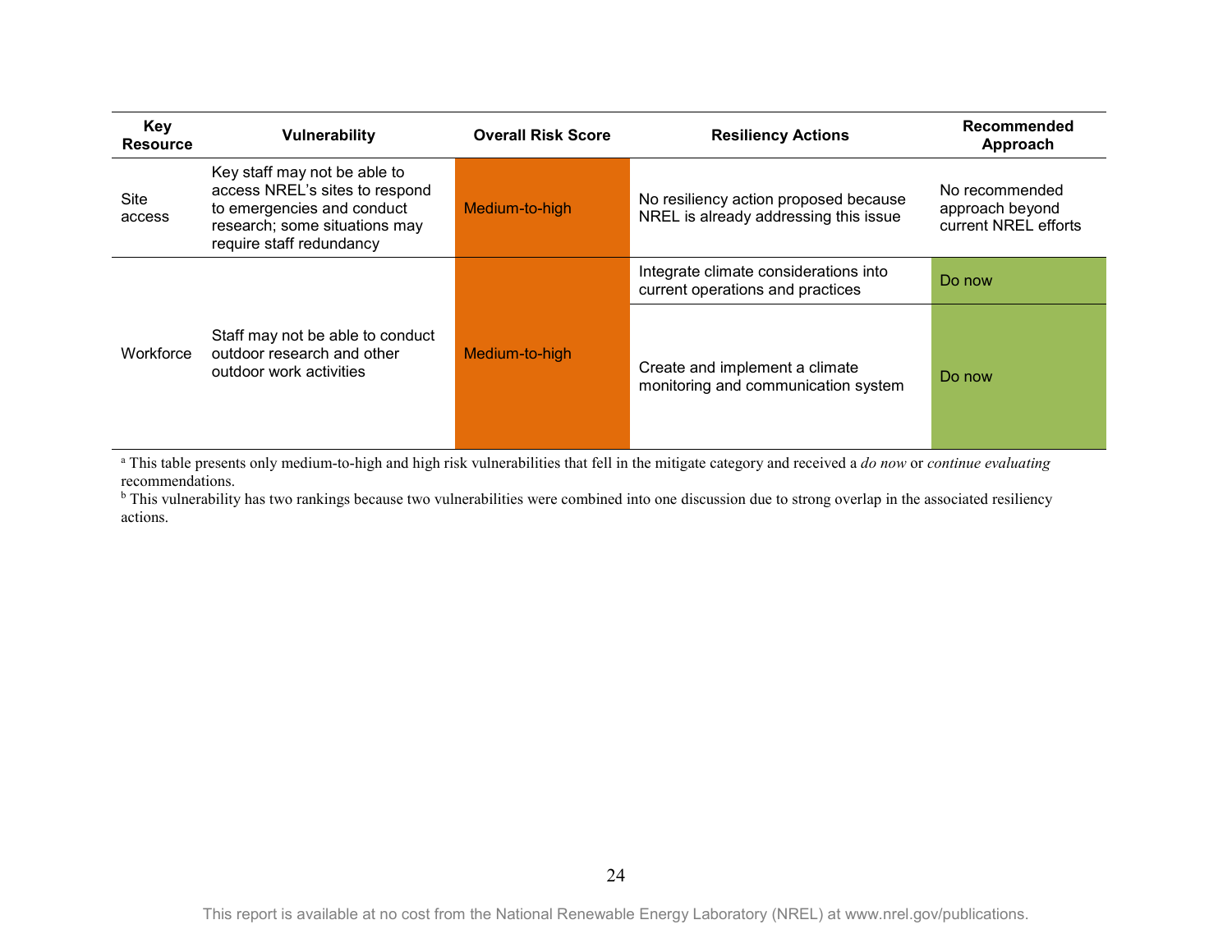| Key Resource | Vulnerability | Overall Risk Score | Resiliency Actions | Recommended Approach |
|---|---|---|---|---|
| Site access | Key staff may not be able to access NREL's sites to respond to emergencies and conduct research; some situations may require staff redundancy | Medium-to-high | No resiliency action proposed because NREL is already addressing this issue | No recommended approach beyond current NREL efforts |
| Workforce | Staff may not be able to conduct outdoor research and other outdoor work activities | Medium-to-high | Integrate climate considerations into current operations and practices | Do now |
| | | | Create and implement a climate monitoring and communication system | Do now |

[a] This table presents only medium-to-high and high risk vulnerabilities that fell in the mitigate category and received a *do now* or *continue evaluating* recommendations.
[b] This vulnerability has two rankings because two vulnerabilities were combined into one discussion due to strong overlap in the associated resiliency actions.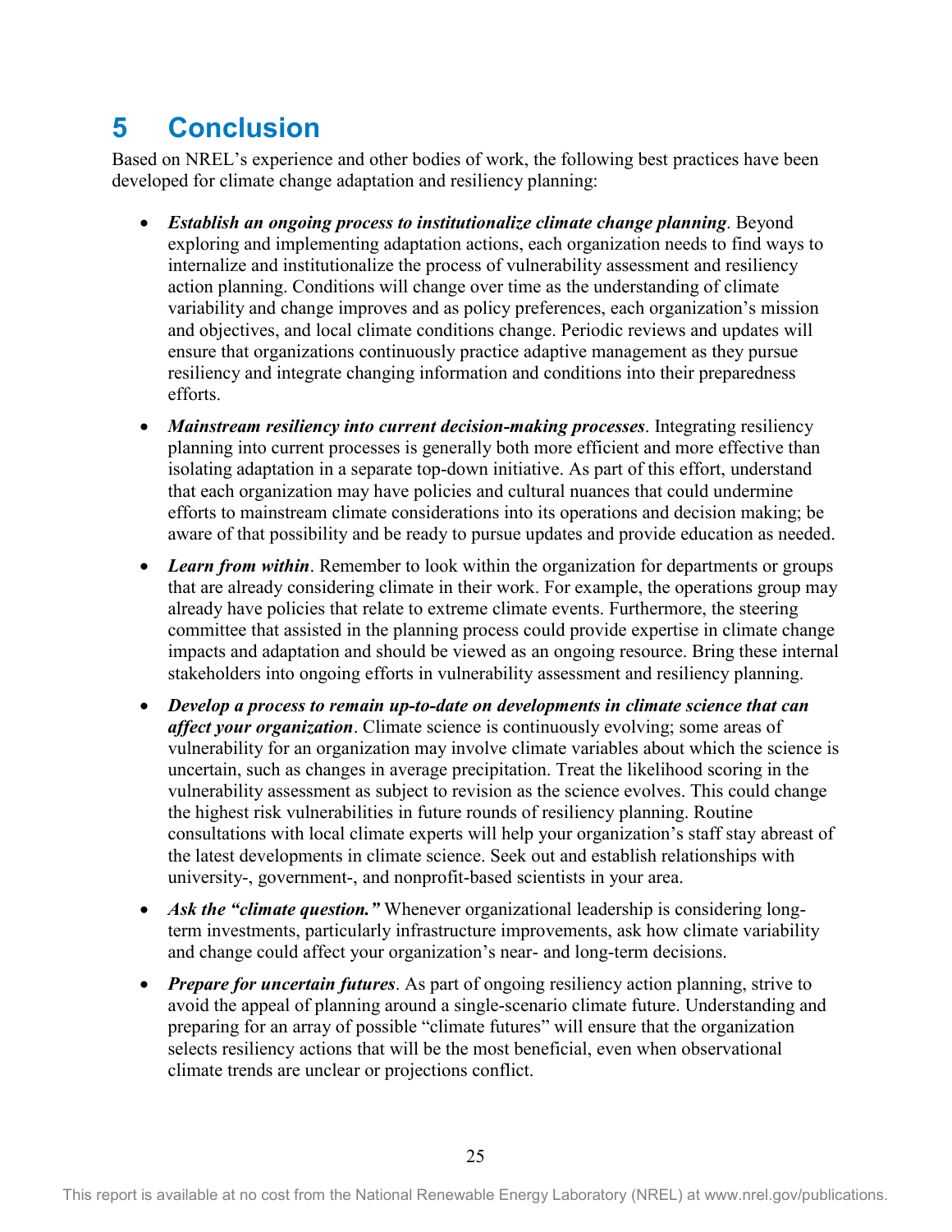# 5 Conclusion

Based on NREL's experience and other bodies of work, the following best practices have been developed for climate change adaptation and resiliency planning:

- ***Establish an ongoing process to institutionalize climate change planning***. Beyond exploring and implementing adaptation actions, each organization needs to find ways to internalize and institutionalize the process of vulnerability assessment and resiliency action planning. Conditions will change over time as the understanding of climate variability and change improves and as policy preferences, each organization's mission and objectives, and local climate conditions change. Periodic reviews and updates will ensure that organizations continuously practice adaptive management as they pursue resiliency and integrate changing information and conditions into their preparedness efforts.
- ***Mainstream resiliency into current decision-making processes***. Integrating resiliency planning into current processes is generally both more efficient and more effective than isolating adaptation in a separate top-down initiative. As part of this effort, understand that each organization may have policies and cultural nuances that could undermine efforts to mainstream climate considerations into its operations and decision making; be aware of that possibility and be ready to pursue updates and provide education as needed.
- ***Learn from within***. Remember to look within the organization for departments or groups that are already considering climate in their work. For example, the operations group may already have policies that relate to extreme climate events. Furthermore, the steering committee that assisted in the planning process could provide expertise in climate change impacts and adaptation and should be viewed as an ongoing resource. Bring these internal stakeholders into ongoing efforts in vulnerability assessment and resiliency planning.
- ***Develop a process to remain up-to-date on developments in climate science that can affect your organization***. Climate science is continuously evolving; some areas of vulnerability for an organization may involve climate variables about which the science is uncertain, such as changes in average precipitation. Treat the likelihood scoring in the vulnerability assessment as subject to revision as the science evolves. This could change the highest risk vulnerabilities in future rounds of resiliency planning. Routine consultations with local climate experts will help your organization's staff stay abreast of the latest developments in climate science. Seek out and establish relationships with university-, government-, and nonprofit-based scientists in your area.
- ***Ask the "climate question."*** Whenever organizational leadership is considering long-term investments, particularly infrastructure improvements, ask how climate variability and change could affect your organization's near- and long-term decisions.
- ***Prepare for uncertain futures***. As part of ongoing resiliency action planning, strive to avoid the appeal of planning around a single-scenario climate future. Understanding and preparing for an array of possible "climate futures" will ensure that the organization selects resiliency actions that will be the most beneficial, even when observational climate trends are unclear or projections conflict.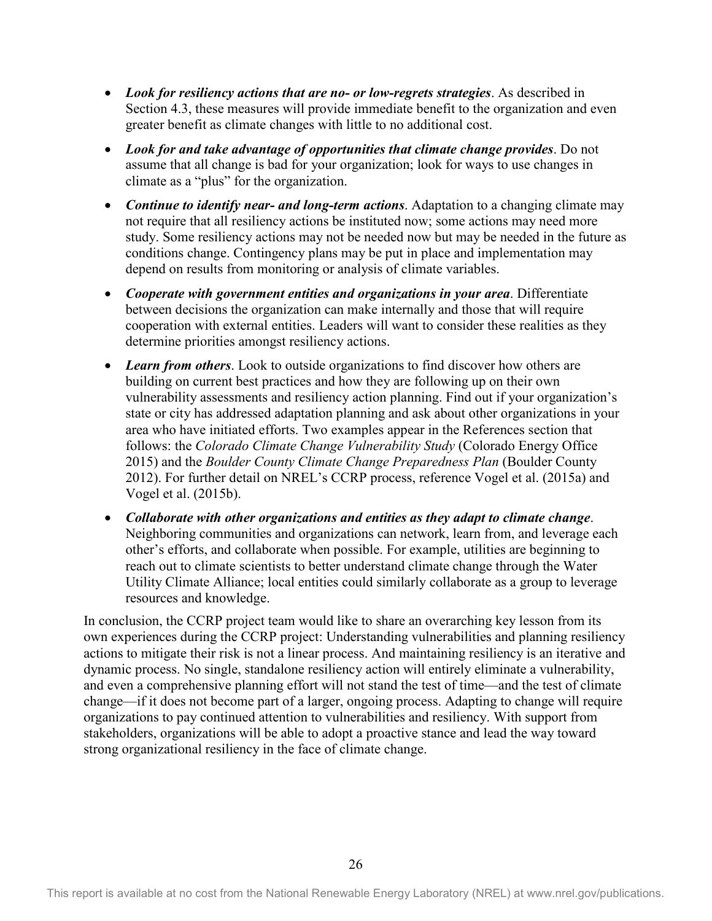- ***Look for resiliency actions that are no- or low-regrets strategies***. As described in Section 4.3, these measures will provide immediate benefit to the organization and even greater benefit as climate changes with little to no additional cost.
- ***Look for and take advantage of opportunities that climate change provides***. Do not assume that all change is bad for your organization; look for ways to use changes in climate as a "plus" for the organization.
- ***Continue to identify near- and long-term actions***. Adaptation to a changing climate may not require that all resiliency actions be instituted now; some actions may need more study. Some resiliency actions may not be needed now but may be needed in the future as conditions change. Contingency plans may be put in place and implementation may depend on results from monitoring or analysis of climate variables.
- ***Cooperate with government entities and organizations in your area***. Differentiate between decisions the organization can make internally and those that will require cooperation with external entities. Leaders will want to consider these realities as they determine priorities amongst resiliency actions.
- ***Learn from others***. Look to outside organizations to find discover how others are building on current best practices and how they are following up on their own vulnerability assessments and resiliency action planning. Find out if your organization's state or city has addressed adaptation planning and ask about other organizations in your area who have initiated efforts. Two examples appear in the References section that follows: the *Colorado Climate Change Vulnerability Study* (Colorado Energy Office 2015) and the *Boulder County Climate Change Preparedness Plan* (Boulder County 2012). For further detail on NREL's CCRP process, reference Vogel et al. (2015a) and Vogel et al. (2015b).
- ***Collaborate with other organizations and entities as they adapt to climate change***. Neighboring communities and organizations can network, learn from, and leverage each other's efforts, and collaborate when possible. For example, utilities are beginning to reach out to climate scientists to better understand climate change through the Water Utility Climate Alliance; local entities could similarly collaborate as a group to leverage resources and knowledge.

In conclusion, the CCRP project team would like to share an overarching key lesson from its own experiences during the CCRP project: Understanding vulnerabilities and planning resiliency actions to mitigate their risk is not a linear process. And maintaining resiliency is an iterative and dynamic process. No single, standalone resiliency action will entirely eliminate a vulnerability, and even a comprehensive planning effort will not stand the test of time—and the test of climate change—if it does not become part of a larger, ongoing process. Adapting to change will require organizations to pay continued attention to vulnerabilities and resiliency. With support from stakeholders, organizations will be able to adopt a proactive stance and lead the way toward strong organizational resiliency in the face of climate change.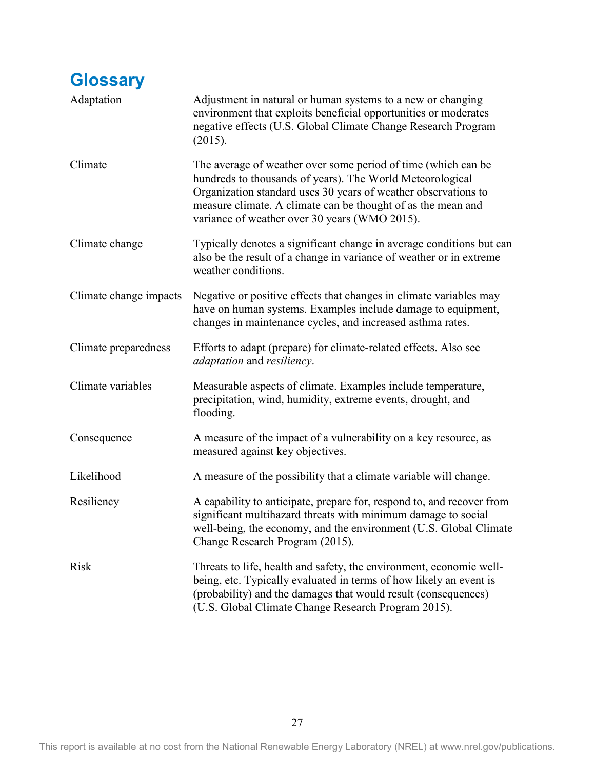# Glossary

| | |
|---|---|
| Adaptation | Adjustment in natural or human systems to a new or changing environment that exploits beneficial opportunities or moderates negative effects (U.S. Global Climate Change Research Program (2015). |
| Climate | The average of weather over some period of time (which can be hundreds to thousands of years). The World Meteorological Organization standard uses 30 years of weather observations to measure climate. A climate can be thought of as the mean and variance of weather over 30 years (WMO 2015). |
| Climate change | Typically denotes a significant change in average conditions but can also be the result of a change in variance of weather or in extreme weather conditions. |
| Climate change impacts | Negative or positive effects that changes in climate variables may have on human systems. Examples include damage to equipment, changes in maintenance cycles, and increased asthma rates. |
| Climate preparedness | Efforts to adapt (prepare) for climate-related effects. Also see *adaptation* and *resiliency*. |
| Climate variables | Measurable aspects of climate. Examples include temperature, precipitation, wind, humidity, extreme events, drought, and flooding. |
| Consequence | A measure of the impact of a vulnerability on a key resource, as measured against key objectives. |
| Likelihood | A measure of the possibility that a climate variable will change. |
| Resiliency | A capability to anticipate, prepare for, respond to, and recover from significant multihazard threats with minimum damage to social well-being, the economy, and the environment (U.S. Global Climate Change Research Program (2015). |
| Risk | Threats to life, health and safety, the environment, economic well-being, etc. Typically evaluated in terms of how likely an event is (probability) and the damages that would result (consequences) (U.S. Global Climate Change Research Program 2015). |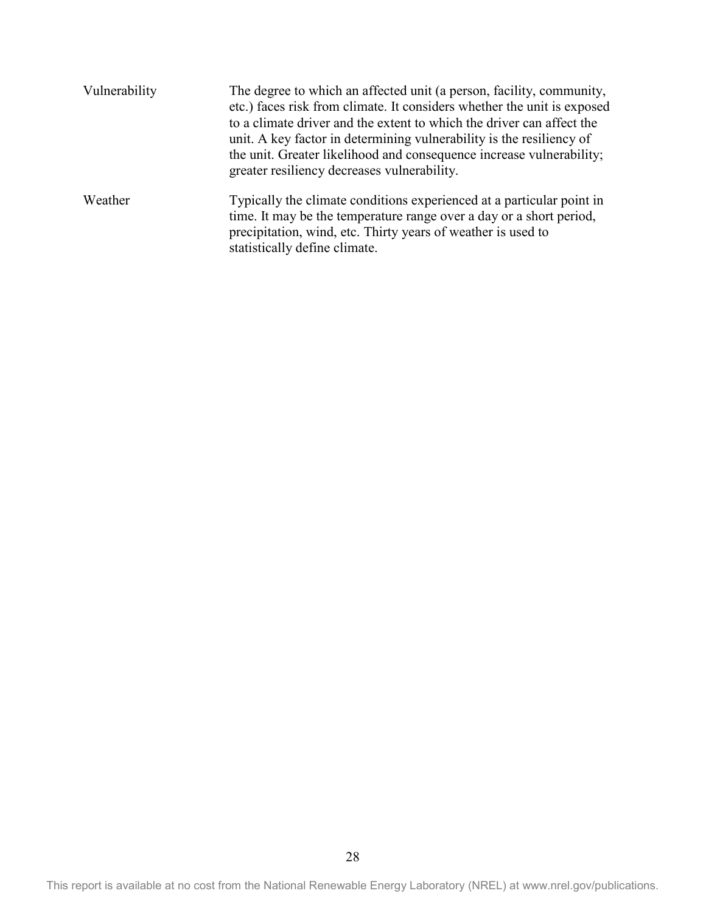| | |
|---|---|
| Vulnerability | The degree to which an affected unit (a person, facility, community, etc.) faces risk from climate. It considers whether the unit is exposed to a climate driver and the extent to which the driver can affect the unit. A key factor in determining vulnerability is the resiliency of the unit. Greater likelihood and consequence increase vulnerability; greater resiliency decreases vulnerability. |
| Weather | Typically the climate conditions experienced at a particular point in time. It may be the temperature range over a day or a short period, precipitation, wind, etc. Thirty years of weather is used to statistically define climate. |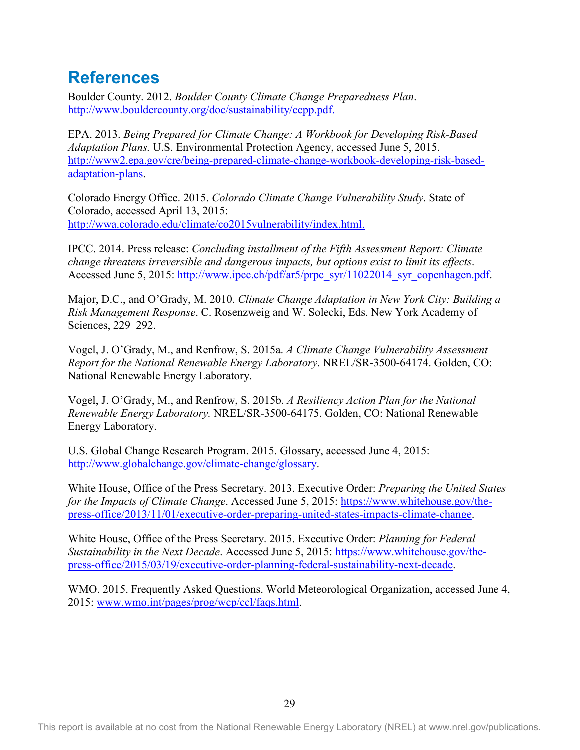# References

Boulder County. 2012. *Boulder County Climate Change Preparedness Plan*. http://www.bouldercounty.org/doc/sustainability/ccpp.pdf.

EPA. 2013. *Being Prepared for Climate Change: A Workbook for Developing Risk-Based Adaptation Plans.* U.S. Environmental Protection Agency, accessed June 5, 2015. http://www2.epa.gov/cre/being-prepared-climate-change-workbook-developing-risk-based-adaptation-plans.

Colorado Energy Office. 2015. *Colorado Climate Change Vulnerability Study*. State of Colorado, accessed April 13, 2015: http://wwa.colorado.edu/climate/co2015vulnerability/index.html.

IPCC. 2014. Press release: *Concluding installment of the Fifth Assessment Report: Climate change threatens irreversible and dangerous impacts, but options exist to limit its effects*. Accessed June 5, 2015: http://www.ipcc.ch/pdf/ar5/prpc_syr/11022014_syr_copenhagen.pdf.

Major, D.C., and O'Grady, M. 2010. *Climate Change Adaptation in New York City: Building a Risk Management Response*. C. Rosenzweig and W. Solecki, Eds. New York Academy of Sciences, 229–292.

Vogel, J. O'Grady, M., and Renfrow, S. 2015a. *A Climate Change Vulnerability Assessment Report for the National Renewable Energy Laboratory*. NREL/SR-3500-64174. Golden, CO: National Renewable Energy Laboratory.

Vogel, J. O'Grady, M., and Renfrow, S. 2015b. *A Resiliency Action Plan for the National Renewable Energy Laboratory.* NREL/SR-3500-64175. Golden, CO: National Renewable Energy Laboratory.

U.S. Global Change Research Program. 2015. Glossary, accessed June 4, 2015: http://www.globalchange.gov/climate-change/glossary.

White House, Office of the Press Secretary. 2013. Executive Order: *Preparing the United States for the Impacts of Climate Change*. Accessed June 5, 2015: https://www.whitehouse.gov/the-press-office/2013/11/01/executive-order-preparing-united-states-impacts-climate-change.

White House, Office of the Press Secretary. 2015. Executive Order: *Planning for Federal Sustainability in the Next Decade*. Accessed June 5, 2015: https://www.whitehouse.gov/the-press-office/2015/03/19/executive-order-planning-federal-sustainability-next-decade.

WMO. 2015. Frequently Asked Questions. World Meteorological Organization, accessed June 4, 2015: www.wmo.int/pages/prog/wcp/ccl/faqs.html.